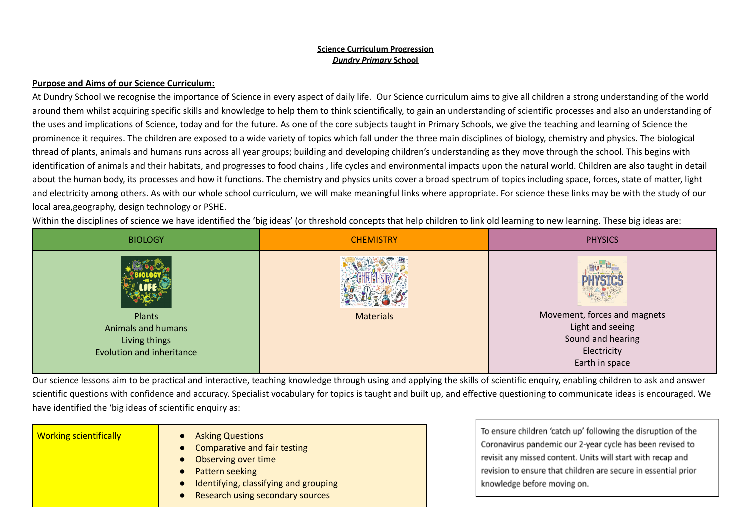**Science Curriculum Progression**

***Dundry Primary* School**

**Purpose and Aims of our Science Curriculum:**

At Dundry School we recognise the importance of Science in every aspect of daily life. Our Science curriculum aims to give all children a strong understanding of the world around them whilst acquiring specific skills and knowledge to help them to think scientifically, to gain an understanding of scientific processes and also an understanding of the uses and implications of Science, today and for the future. As one of the core subjects taught in Primary Schools, we give the teaching and learning of Science the prominence it requires. The children are exposed to a wide variety of topics which fall under the three main disciplines of biology, chemistry and physics. The biological thread of plants, animals and humans runs across all year groups; building and developing children's understanding as they move through the school. This begins with identification of animals and their habitats, and progresses to food chains , life cycles and environmental impacts upon the natural world. Children are also taught in detail about the human body, its processes and how it functions. The chemistry and physics units cover a broad spectrum of topics including space, forces, state of matter, light and electricity among others. As with our whole school curriculum, we will make meaningful links where appropriate. For science these links may be with the study of our local area,geography, design technology or PSHE.

Within the disciplines of science we have identified the 'big ideas' (or threshold concepts that help children to link old learning to new learning. These big ideas are:

| BIOLOGY | CHEMISTRY | PHYSICS |
| --- | --- | --- |
| Plants<br>Animals and humans<br>Living things<br>Evolution and inheritance | Materials | Movement, forces and magnets<br>Light and seeing<br>Sound and hearing<br>Electricity<br>Earth in space |

Our science lessons aim to be practical and interactive, teaching knowledge through using and applying the skills of scientific enquiry, enabling children to ask and answer scientific questions with confidence and accuracy. Specialist vocabulary for topics is taught and built up, and effective questioning to communicate ideas is encouraged. We have identified the 'big ideas of scientific enquiry as:

| Working scientifically | <ul><li>Asking Questions</li><li>Comparative and fair testing</li><li>Observing over time</li><li>Pattern seeking</li><li>Identifying, classifying and grouping</li><li>Research using secondary sources</li></ul> |
| --- | --- |

To ensure children 'catch up' following the disruption of the Coronavirus pandemic our 2-year cycle has been revised to revisit any missed content. Units will start with recap and revision to ensure that children are secure in essential prior knowledge before moving on.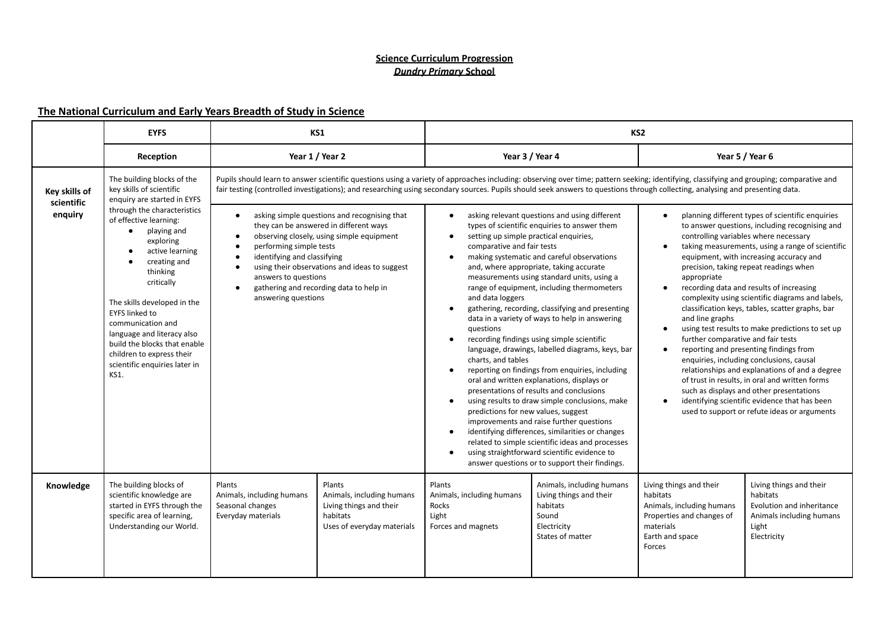**Science Curriculum Progression**
***Dundry Primary* School**

## The National Curriculum and Early Years Breadth of Study in Science

| | EYFS | KS1 | | KS2 | | | |
|---|---|---|---|---|---|---|---|
| | **Reception** | **Year 1 / Year 2** | | **Year 3 / Year 4** | | **Year 5 / Year 6** | |
| **Key skills of scientific enquiry** | The building blocks of the key skills of scientific enquiry are started in EYFS through the characteristics of effective learning:<br>● playing and exploring<br>● active learning<br>● creating and thinking critically<br><br>The skills developed in the EYFS linked to communication and language and literacy also build the blocks that enable children to express their scientific enquiries later in KS1. | Pupils should learn to answer scientific questions using a variety of approaches including: observing over time; pattern seeking; identifying, classifying and grouping; comparative and fair testing (controlled investigations); and researching using secondary sources. Pupils should seek answers to questions through collecting, analysing and presenting data.<br><br>● asking simple questions and recognising that they can be answered in different ways<br>● observing closely, using simple equipment<br>● performing simple tests<br>● identifying and classifying<br>● using their observations and ideas to suggest answers to questions<br>● gathering and recording data to help in answering questions | | ● asking relevant questions and using different types of scientific enquiries to answer them<br>● setting up simple practical enquiries, comparative and fair tests<br>● making systematic and careful observations and, where appropriate, taking accurate measurements using standard units, using a range of equipment, including thermometers and data loggers<br>● gathering, recording, classifying and presenting data in a variety of ways to help in answering questions<br>● recording findings using simple scientific language, drawings, labelled diagrams, keys, bar charts, and tables<br>● reporting on findings from enquiries, including oral and written explanations, displays or presentations of results and conclusions<br>● using results to draw simple conclusions, make predictions for new values, suggest improvements and raise further questions<br>● identifying differences, similarities or changes related to simple scientific ideas and processes<br>● using straightforward scientific evidence to answer questions or to support their findings. | | ● planning different types of scientific enquiries to answer questions, including recognising and controlling variables where necessary<br>● taking measurements, using a range of scientific equipment, with increasing accuracy and precision, taking repeat readings when appropriate<br>● recording data and results of increasing complexity using scientific diagrams and labels, classification keys, tables, scatter graphs, bar and line graphs<br>● using test results to make predictions to set up further comparative and fair tests<br>● reporting and presenting findings from enquiries, including conclusions, causal relationships and explanations of and a degree of trust in results, in oral and written forms such as displays and other presentations<br>● identifying scientific evidence that has been used to support or refute ideas or arguments | |
| **Knowledge** | The building blocks of scientific knowledge are started in EYFS through the specific area of learning, Understanding our World. | Plants<br>Animals, including humans<br>Seasonal changes<br>Everyday materials | Plants<br>Animals, including humans<br>Living things and their habitats<br>Uses of everyday materials | Plants<br>Animals, including humans<br>Rocks<br>Light<br>Forces and magnets | Animals, including humans<br>Living things and their habitats<br>Sound<br>Electricity<br>States of matter | Living things and their habitats<br>Animals, including humans<br>Properties and changes of materials<br>Earth and space<br>Forces | Living things and their habitats<br>Evolution and inheritance<br>Animals including humans<br>Light<br>Electricity |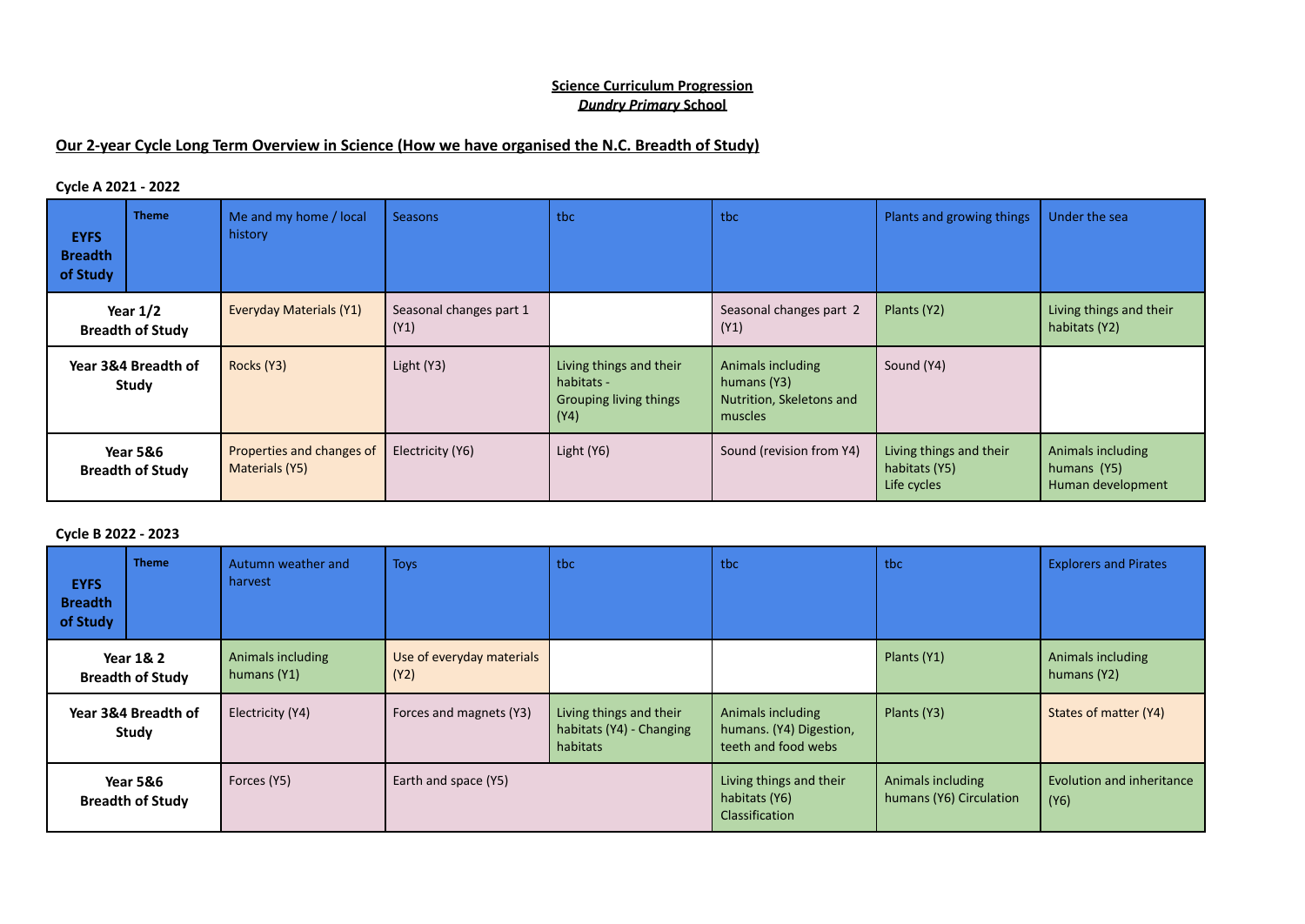**Science Curriculum Progression**
***Dundry Primary* School**

## Our 2-year Cycle Long Term Overview in Science (How we have organised the N.C. Breadth of Study)

**Cycle A 2021 - 2022**

| **EYFS Breadth of Study** | **Theme** | Me and my home / local history | Seasons | tbc | tbc | Plants and growing things | Under the sea |
|---|---|---|---|---|---|---|---|
| **Year 1/2 Breadth of Study** | | Everyday Materials (Y1) | Seasonal changes part 1 (Y1) | | Seasonal changes part 2 (Y1) | Plants (Y2) | Living things and their habitats (Y2) |
| **Year 3&4 Breadth of Study** | | Rocks (Y3) | Light (Y3) | Living things and their habitats - Grouping living things (Y4) | Animals including humans (Y3) Nutrition, Skeletons and muscles | Sound (Y4) | |
| **Year 5&6 Breadth of Study** | | Properties and changes of Materials (Y5) | Electricity (Y6) | Light (Y6) | Sound (revision from Y4) | Living things and their habitats (Y5) Life cycles | Animals including humans (Y5) Human development |

**Cycle B 2022 - 2023**

| **EYFS Breadth of Study** | **Theme** | Autumn weather and harvest | Toys | tbc | tbc | tbc | Explorers and Pirates |
|---|---|---|---|---|---|---|---|
| **Year 1& 2 Breadth of Study** | | Animals including humans (Y1) | Use of everyday materials (Y2) | | | Plants (Y1) | Animals including humans (Y2) |
| **Year 3&4 Breadth of Study** | | Electricity (Y4) | Forces and magnets (Y3) | Living things and their habitats (Y4) - Changing habitats | Animals including humans. (Y4) Digestion, teeth and food webs | Plants (Y3) | States of matter (Y4) |
| **Year 5&6 Breadth of Study** | | Forces (Y5) | Earth and space (Y5) | | Living things and their habitats (Y6) Classification | Animals including humans (Y6) Circulation | Evolution and inheritance (Y6) |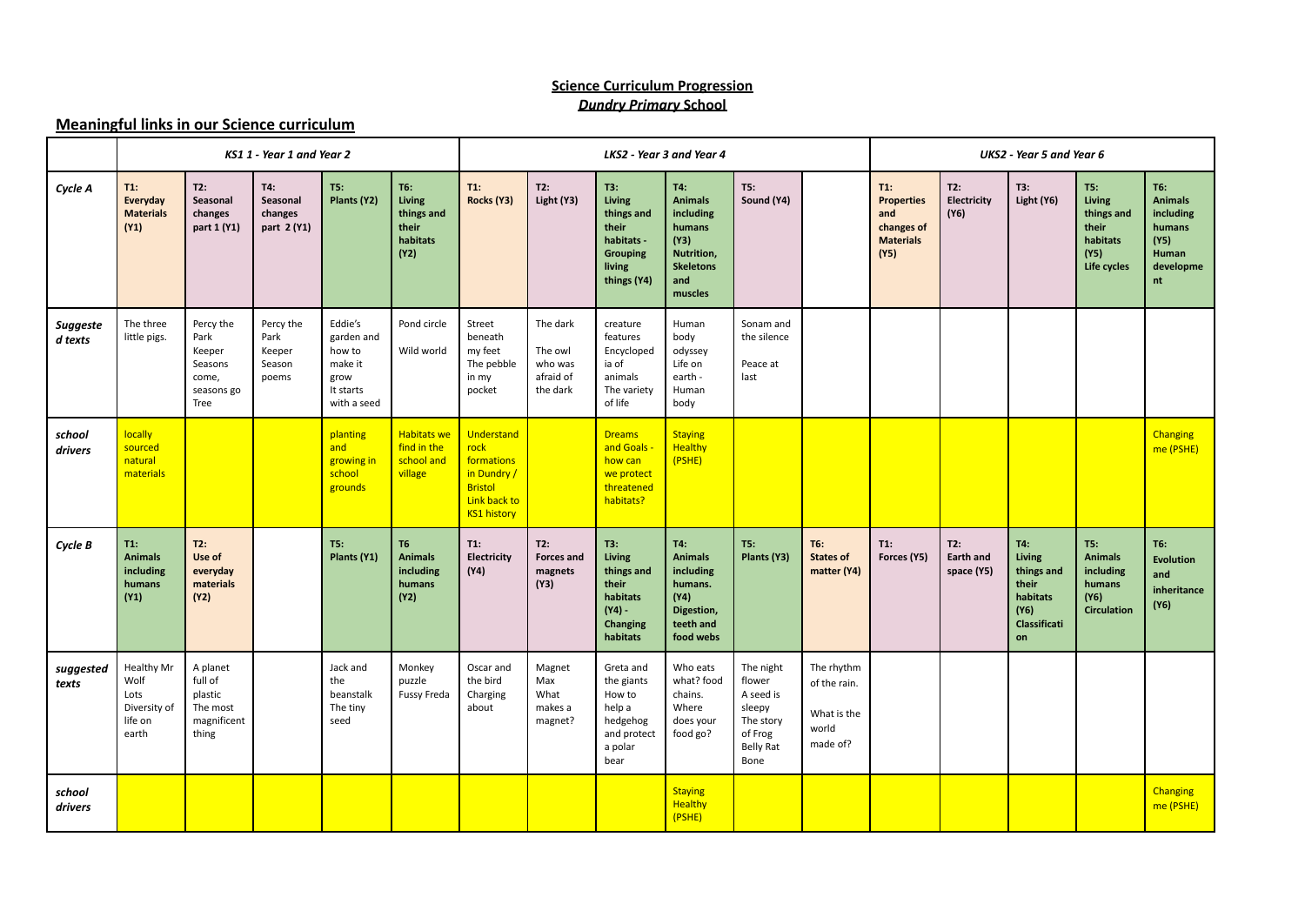**Science Curriculum Progression**
***Dundry Primary* School**

## Meaningful links in our Science curriculum

| | *KS1 1 - Year 1 and Year 2* | | | | | *LKS2 - Year 3 and Year 4* | | | | | | *UKS2 - Year 5 and Year 6* | | | | |
|---|---|---|---|---|---|---|---|---|---|---|---|---|---|---|---|---|
| ***Cycle A*** | **T1: Everyday Materials (Y1)** | **T2: Seasonal changes part 1 (Y1)** | **T4: Seasonal changes part 2 (Y1)** | **T5: Plants (Y2)** | **T6: Living things and their habitats (Y2)** | **T1: Rocks (Y3)** | **T2: Light (Y3)** | **T3: Living things and their habitats - Grouping living things (Y4)** | **T4: Animals including humans (Y3) Nutrition, Skeletons and muscles** | **T5: Sound (Y4)** | | **T1: Properties and changes of Materials (Y5)** | **T2: Electricity (Y6)** | **T3: Light (Y6)** | **T5: Living things and their habitats (Y5) Life cycles** | **T6: Animals including humans (Y5) Human development** |
| ***Suggested texts*** | The three little pigs. | Percy the Park Keeper Seasons come, seasons go Tree | Percy the Park Keeper Season poems | Eddie's garden and how to make it grow It starts with a seed | Pond circle Wild world | Street beneath my feet The pebble in my pocket | The dark The owl who was afraid of the dark | creature features Encyclopedia of animals The variety of life | Human body odyssey Life on earth - Human body | Sonam and the silence Peace at last | | | | | | |
| ***school drivers*** | locally sourced natural materials | | | planting and growing in school grounds | Habitats we find in the school and village | Understand rock formations in Dundry / Bristol Link back to KS1 history | | Dreams and Goals - how can we protect threatened habitats? | Staying Healthy (PSHE) | | | | | | | Changing me (PSHE) |
| ***Cycle B*** | **T1: Animals including humans (Y1)** | **T2: Use of everyday materials (Y2)** | | **T5: Plants (Y1)** | **T6 Animals including humans (Y2)** | **T1: Electricity (Y4)** | **T2: Forces and magnets (Y3)** | **T3: Living things and their habitats (Y4) - Changing habitats** | **T4: Animals including humans. (Y4) Digestion, teeth and food webs** | **T5: Plants (Y3)** | **T6: States of matter (Y4)** | **T1: Forces (Y5)** | **T2: Earth and space (Y5)** | **T4: Living things and their habitats (Y6) Classification** | **T5: Animals including humans (Y6) Circulation** | **T6: Evolution and inheritance (Y6)** |
| ***suggested texts*** | Healthy Mr Wolf Lots Diversity of life on earth | A planet full of plastic The most magnificent thing | | Jack and the beanstalk The tiny seed | Monkey puzzle Fussy Freda | Oscar and the bird Charging about | Magnet Max What makes a magnet? | Greta and the giants How to help a hedgehog and protect a polar bear | Who eats what? food chains. Where does your food go? | The night flower A seed is sleepy The story of Frog Belly Rat Bone | The rhythm of the rain. What is the world made of? | | | | | |
| ***school drivers*** | | | | | | | | | Staying Healthy (PSHE) | | | | | | | Changing me (PSHE) |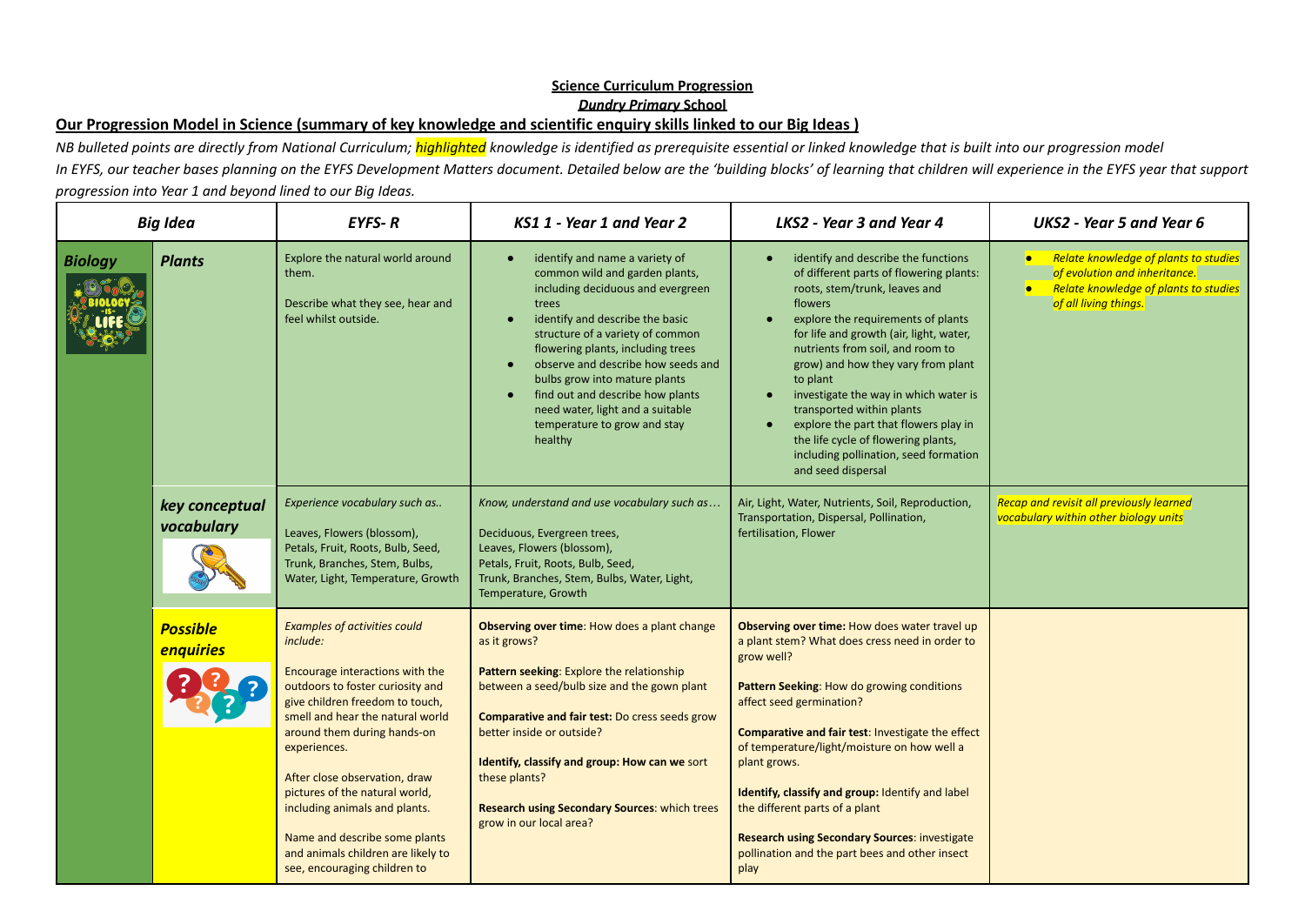**Science Curriculum Progression**

***Dundry Primary* School**

## Our Progression Model in Science (summary of key knowledge and scientific enquiry skills linked to our Big Ideas )

*NB bulleted points are directly from National Curriculum; highlighted knowledge is identified as prerequisite essential or linked knowledge that is built into our progression model*

*In EYFS, our teacher bases planning on the EYFS Development Matters document. Detailed below are the 'building blocks' of learning that children will experience in the EYFS year that support progression into Year 1 and beyond lined to our Big Ideas.*

| *Big Idea* | | *EYFS- R* | *KS1 1 - Year 1 and Year 2* | *LKS2 - Year 3 and Year 4* | *UKS2 - Year 5 and Year 6* |
|---|---|---|---|---|---|
| ***Biology*** | ***Plants*** | Explore the natural world around them.<br><br>Describe what they see, hear and feel whilst outside. | • identify and name a variety of common wild and garden plants, including deciduous and evergreen trees<br>• identify and describe the basic structure of a variety of common flowering plants, including trees<br>• observe and describe how seeds and bulbs grow into mature plants<br>• find out and describe how plants need water, light and a suitable temperature to grow and stay healthy | • identify and describe the functions of different parts of flowering plants: roots, stem/trunk, leaves and flowers<br>• explore the requirements of plants for life and growth (air, light, water, nutrients from soil, and room to grow) and how they vary from plant to plant<br>• investigate the way in which water is transported within plants<br>• explore the part that flowers play in the life cycle of flowering plants, including pollination, seed formation and seed dispersal | • *Relate knowledge of plants to studies of evolution and inheritance.*<br>• *Relate knowledge of plants to studies of all living things.* |
| | ***key conceptual vocabulary*** | *Experience vocabulary such as..*<br><br>Leaves, Flowers (blossom), Petals, Fruit, Roots, Bulb, Seed, Trunk, Branches, Stem, Bulbs, Water, Light, Temperature, Growth | *Know, understand and use vocabulary such as…*<br><br>Deciduous, Evergreen trees, Leaves, Flowers (blossom), Petals, Fruit, Roots, Bulb, Seed, Trunk, Branches, Stem, Bulbs, Water, Light, Temperature, Growth | Air, Light, Water, Nutrients, Soil, Reproduction, Transportation, Dispersal, Pollination, fertilisation, Flower | *Recap and revisit all previously learned vocabulary within other biology units* |
| | ***Possible enquiries*** | *Examples of activities could include:*<br><br>Encourage interactions with the outdoors to foster curiosity and give children freedom to touch, smell and hear the natural world around them during hands-on experiences.<br><br>After close observation, draw pictures of the natural world, including animals and plants.<br><br>Name and describe some plants and animals children are likely to see, encouraging children to | **Observing over time**: How does a plant change as it grows?<br><br>**Pattern seeking**: Explore the relationship between a seed/bulb size and the gown plant<br><br>**Comparative and fair test:** Do cress seeds grow better inside or outside?<br><br>**Identify, classify and group: How can we** sort these plants?<br><br>**Research using Secondary Sources**: which trees grow in our local area? | **Observing over time:** How does water travel up a plant stem? What does cress need in order to grow well?<br><br>**Pattern Seeking**: How do growing conditions affect seed germination?<br><br>**Comparative and fair test**: Investigate the effect of temperature/light/moisture on how well a plant grows.<br><br>**Identify, classify and group:** Identify and label the different parts of a plant<br><br>**Research using Secondary Sources**: investigate pollination and the part bees and other insect play | |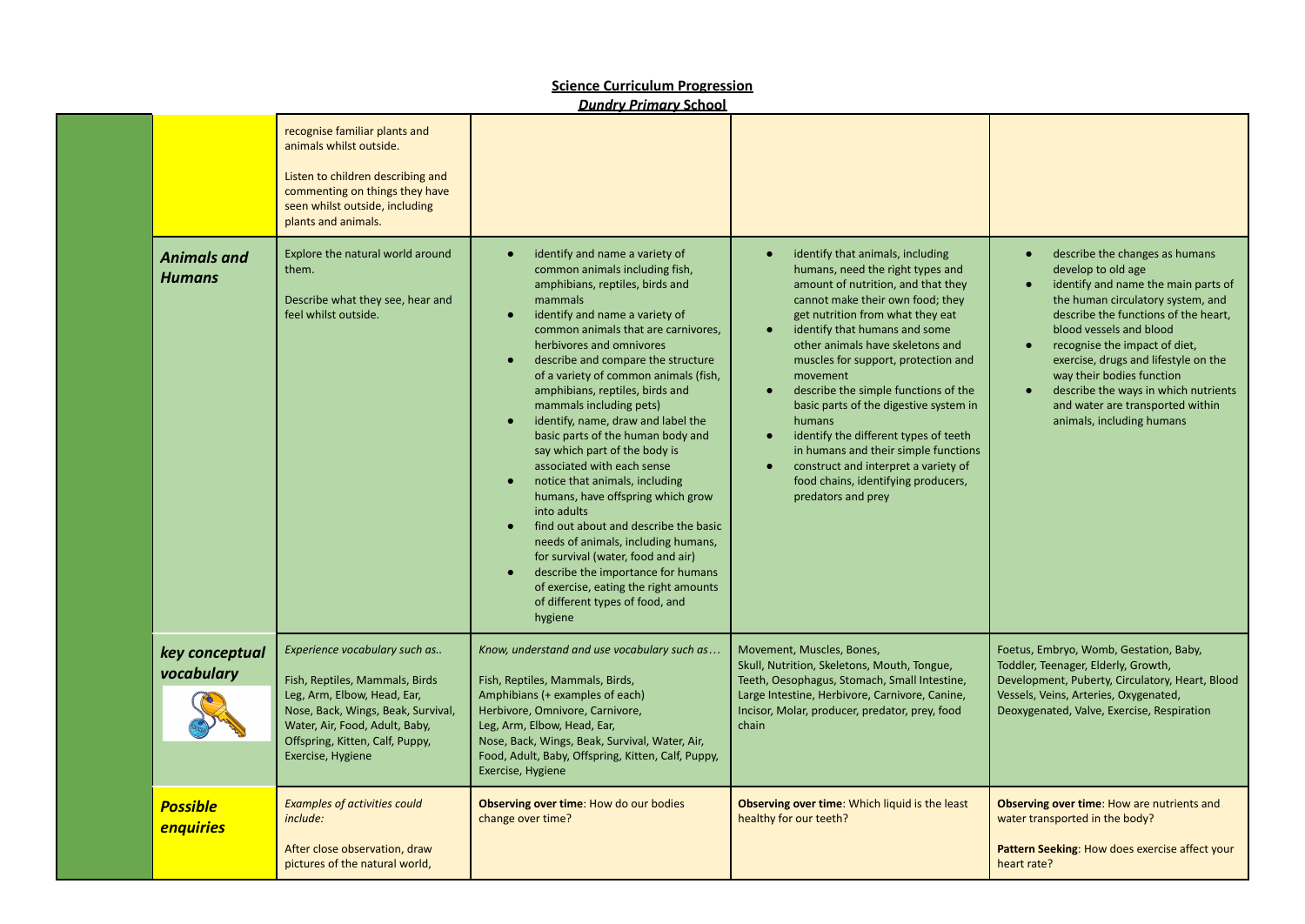**Science Curriculum Progression**

***Dundry Primary* School**

| | | | | |
|---|---|---|---|---|
| | recognise familiar plants and animals whilst outside.<br><br>Listen to children describing and commenting on things they have seen whilst outside, including plants and animals. | | | |
| ***Animals and Humans*** | Explore the natural world around them.<br><br>Describe what they see, hear and feel whilst outside. | • identify and name a variety of common animals including fish, amphibians, reptiles, birds and mammals<br>• identify and name a variety of common animals that are carnivores, herbivores and omnivores<br>• describe and compare the structure of a variety of common animals (fish, amphibians, reptiles, birds and mammals including pets)<br>• identify, name, draw and label the basic parts of the human body and say which part of the body is associated with each sense<br>• notice that animals, including humans, have offspring which grow into adults<br>• find out about and describe the basic needs of animals, including humans, for survival (water, food and air)<br>• describe the importance for humans of exercise, eating the right amounts of different types of food, and hygiene | • identify that animals, including humans, need the right types and amount of nutrition, and that they cannot make their own food; they get nutrition from what they eat<br>• identify that humans and some other animals have skeletons and muscles for support, protection and movement<br>• describe the simple functions of the basic parts of the digestive system in humans<br>• identify the different types of teeth in humans and their simple functions<br>• construct and interpret a variety of food chains, identifying producers, predators and prey | • describe the changes as humans develop to old age<br>• identify and name the main parts of the human circulatory system, and describe the functions of the heart, blood vessels and blood<br>• recognise the impact of diet, exercise, drugs and lifestyle on the way their bodies function<br>• describe the ways in which nutrients and water are transported within animals, including humans |
| ***key conceptual vocabulary*** | *Experience vocabulary such as..*<br><br>Fish, Reptiles, Mammals, Birds<br>Leg, Arm, Elbow, Head, Ear, Nose, Back, Wings, Beak, Survival, Water, Air, Food, Adult, Baby, Offspring, Kitten, Calf, Puppy, Exercise, Hygiene | *Know, understand and use vocabulary such as…*<br><br>Fish, Reptiles, Mammals, Birds, Amphibians (+ examples of each)<br>Herbivore, Omnivore, Carnivore,<br>Leg, Arm, Elbow, Head, Ear,<br>Nose, Back, Wings, Beak, Survival, Water, Air, Food, Adult, Baby, Offspring, Kitten, Calf, Puppy, Exercise, Hygiene | Movement, Muscles, Bones,<br>Skull, Nutrition, Skeletons, Mouth, Tongue, Teeth, Oesophagus, Stomach, Small Intestine, Large Intestine, Herbivore, Carnivore, Canine, Incisor, Molar, producer, predator, prey, food chain | Foetus, Embryo, Womb, Gestation, Baby, Toddler, Teenager, Elderly, Growth, Development, Puberty, Circulatory, Heart, Blood Vessels, Veins, Arteries, Oxygenated, Deoxygenated, Valve, Exercise, Respiration |
| ***Possible enquiries*** | *Examples of activities could include:*<br><br>After close observation, draw pictures of the natural world, | **Observing over time**: How do our bodies change over time? | **Observing over time**: Which liquid is the least healthy for our teeth? | **Observing over time**: How are nutrients and water transported in the body?<br><br>**Pattern Seeking**: How does exercise affect your heart rate? |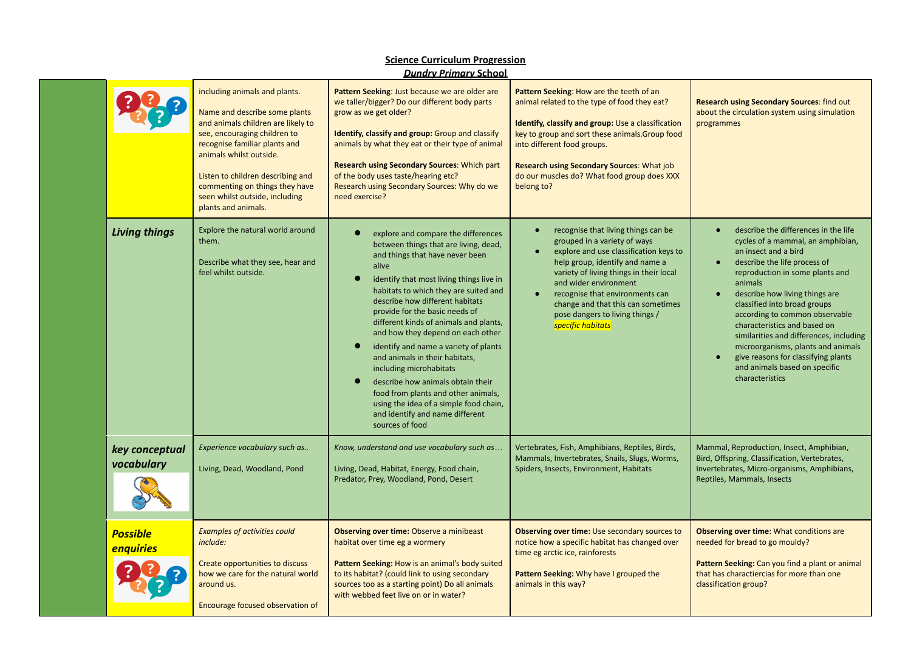**Science Curriculum Progression**
***Dundry Primary* School**

| | | | | | |
|---|---|---|---|---|---|
| | | including animals and plants.<br><br>Name and describe some plants and animals children are likely to see, encouraging children to recognise familiar plants and animals whilst outside.<br><br>Listen to children describing and commenting on things they have seen whilst outside, including plants and animals. | **Pattern Seeking**: Just because we are older are we taller/bigger? Do our different body parts grow as we get older?<br><br>**Identify, classify and group:** Group and classify animals by what they eat or their type of animal<br><br>**Research using Secondary Sources**: Which part of the body uses taste/hearing etc?<br>Research using Secondary Sources: Why do we need exercise? | **Pattern Seeking**: How are the teeth of an animal related to the type of food they eat?<br><br>**Identify, classify and group:** Use a classification key to group and sort these animals.Group food into different food groups.<br><br>**Research using Secondary Sources**: What job do our muscles do? What food group does XXX belong to? | **Research using Secondary Sources**: find out about the circulation system using simulation programmes |
| | ***Living things*** | Explore the natural world around them.<br><br>Describe what they see, hear and feel whilst outside. | • explore and compare the differences between things that are living, dead, and things that have never been alive<br>• identify that most living things live in habitats to which they are suited and describe how different habitats provide for the basic needs of different kinds of animals and plants, and how they depend on each other<br>• identify and name a variety of plants and animals in their habitats, including microhabitats<br>• describe how animals obtain their food from plants and other animals, using the idea of a simple food chain, and identify and name different sources of food | • recognise that living things can be grouped in a variety of ways<br>• explore and use classification keys to help group, identify and name a variety of living things in their local and wider environment<br>• recognise that environments can change and that this can sometimes pose dangers to living things / *specific habitats* | • describe the differences in the life cycles of a mammal, an amphibian, an insect and a bird<br>• describe the life process of reproduction in some plants and animals<br>• describe how living things are classified into broad groups according to common observable characteristics and based on similarities and differences, including microorganisms, plants and animals<br>• give reasons for classifying plants and animals based on specific characteristics |
| | ***key conceptual vocabulary*** | *Experience vocabulary such as..*<br><br>Living, Dead, Woodland, Pond | *Know, understand and use vocabulary such as…*<br><br>Living, Dead, Habitat, Energy, Food chain, Predator, Prey, Woodland, Pond, Desert | Vertebrates, Fish, Amphibians, Reptiles, Birds, Mammals, Invertebrates, Snails, Slugs, Worms, Spiders, Insects, Environment, Habitats | Mammal, Reproduction, Insect, Amphibian, Bird, Offspring, Classification, Vertebrates, Invertebrates, Micro-organisms, Amphibians, Reptiles, Mammals, Insects |
| | ***Possible enquiries*** | *Examples of activities could include:*<br><br>Create opportunities to discuss how we care for the natural world around us.<br><br>Encourage focused observation of | **Observing over time:** Observe a minibeast habitat over time eg a wormery<br><br>**Pattern Seeking:** How is an animal's body suited to its habitat? (could link to using secondary sources too as a starting point) Do all animals with webbed feet live on or in water? | **Observing over time:** Use secondary sources to notice how a specific habitat has changed over time eg arctic ice, rainforests<br><br>**Pattern Seeking:** Why have I grouped the animals in this way? | **Observing over time**: What conditions are needed for bread to go mouldy?<br><br>**Pattern Seeking:** Can you find a plant or animal that has charactiercias for more than one classification group? |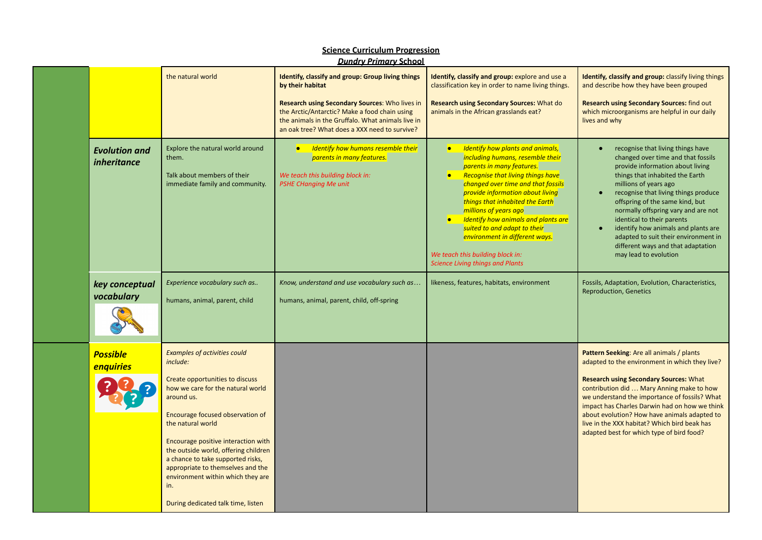**Science Curriculum Progression**

***Dundry Primary* School**

| | | | | | |
|---|---|---|---|---|---|
| | | the natural world | **Identify, classify and group: Group living things by their habitat**<br><br>**Research using Secondary Sources**: Who lives in the Arctic/Antarctic? Make a food chain using the animals in the Gruffalo. What animals live in an oak tree? What does a XXX need to survive? | **Identify, classify and group:** explore and use a classification key in order to name living things.<br><br>**Research using Secondary Sources:** What do animals in the African grasslands eat? | **Identify, classify and group:** classify living things and describe how they have been grouped<br><br>**Research using Secondary Sources:** find out which microorganisms are helpful in our daily lives and why |
| | ***Evolution and inheritance*** | Explore the natural world around them.<br><br>Talk about members of their immediate family and community. | • *Identify how humans resemble their parents in many features.*<br><br>*We teach this building block in: PSHE CHanging Me unit* | • *Identify how plants and animals, including humans, resemble their parents in many features.*<br>• *Recognise that living things have changed over time and that fossils provide information about living things that inhabited the Earth millions of years ago*<br>• *Identify how animals and plants are suited to and adapt to their environment in different ways.*<br><br>*We teach this building block in: Science Living things and Plants* | • recognise that living things have changed over time and that fossils provide information about living things that inhabited the Earth millions of years ago<br>• recognise that living things produce offspring of the same kind, but normally offspring vary and are not identical to their parents<br>• identify how animals and plants are adapted to suit their environment in different ways and that adaptation may lead to evolution |
| | ***key conceptual vocabulary*** | *Experience vocabulary such as..*<br><br>humans, animal, parent, child | *Know, understand and use vocabulary such as…*<br><br>humans, animal, parent, child, off-spring | likeness, features, habitats, environment | Fossils, Adaptation, Evolution, Characteristics, Reproduction, Genetics |
| | ***Possible enquiries*** | *Examples of activities could include:*<br><br>Create opportunities to discuss how we care for the natural world around us.<br><br>Encourage focused observation of the natural world<br><br>Encourage positive interaction with the outside world, offering children a chance to take supported risks, appropriate to themselves and the environment within which they are in.<br><br>During dedicated talk time, listen | | | **Pattern Seeking**: Are all animals / plants adapted to the environment in which they live?<br><br>**Research using Secondary Sources:** What contribution did … Mary Anning make to how we understand the importance of fossils? What impact has Charles Darwin had on how we think about evolution? How have animals adapted to live in the XXX habitat? Which bird beak has adapted best for which type of bird food? |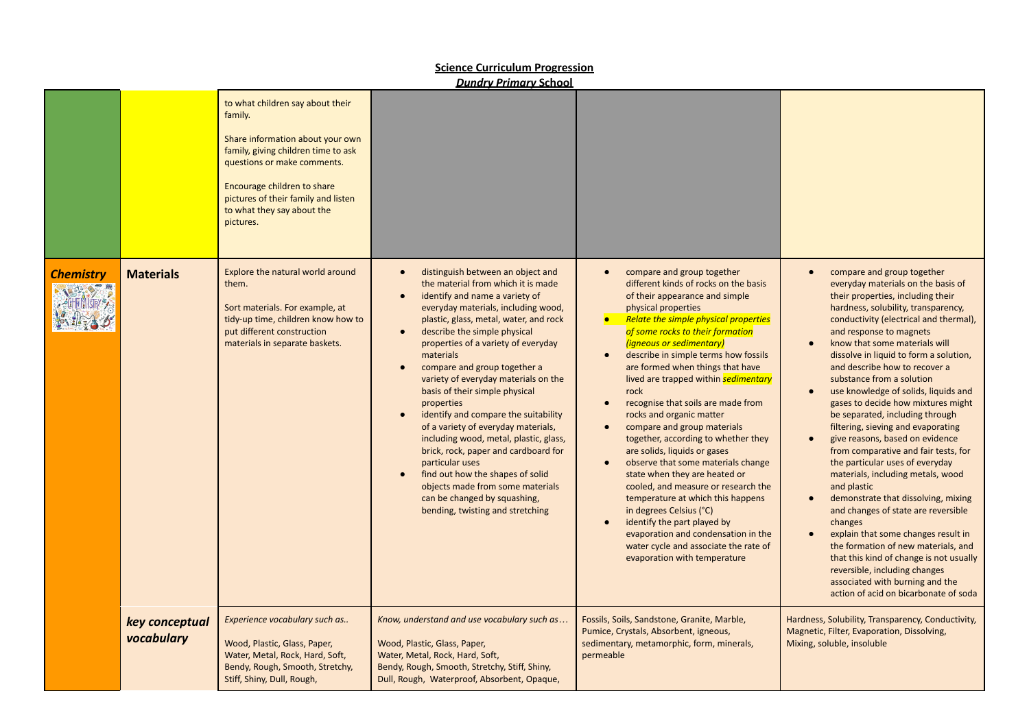**Science Curriculum Progression**

***Dundry Primary* School**

| | | | | | |
|---|---|---|---|---|---|
| | | to what children say about their family.<br><br>Share information about your own family, giving children time to ask questions or make comments.<br><br>Encourage children to share pictures of their family and listen to what they say about the pictures. | | | |
| ***Chemistry*** | **Materials** | Explore the natural world around them.<br><br>Sort materials. For example, at tidy-up time, children know how to put different construction materials in separate baskets. | ● distinguish between an object and the material from which it is made<br>● identify and name a variety of everyday materials, including wood, plastic, glass, metal, water, and rock<br>● describe the simple physical properties of a variety of everyday materials<br>● compare and group together a variety of everyday materials on the basis of their simple physical properties<br>● identify and compare the suitability of a variety of everyday materials, including wood, metal, plastic, glass, brick, rock, paper and cardboard for particular uses<br>● find out how the shapes of solid objects made from some materials can be changed by squashing, bending, twisting and stretching | ● compare and group together different kinds of rocks on the basis of their appearance and simple physical properties<br>● *Relate the simple physical properties of some rocks to their formation (igneous or sedimentary)*<br>● describe in simple terms how fossils are formed when things that have lived are trapped within *sedimentary* rock<br>● recognise that soils are made from rocks and organic matter<br>● compare and group materials together, according to whether they are solids, liquids or gases<br>● observe that some materials change state when they are heated or cooled, and measure or research the temperature at which this happens in degrees Celsius (°C)<br>● identify the part played by evaporation and condensation in the water cycle and associate the rate of evaporation with temperature | ● compare and group together everyday materials on the basis of their properties, including their hardness, solubility, transparency, conductivity (electrical and thermal), and response to magnets<br>● know that some materials will dissolve in liquid to form a solution, and describe how to recover a substance from a solution<br>● use knowledge of solids, liquids and gases to decide how mixtures might be separated, including through filtering, sieving and evaporating<br>● give reasons, based on evidence from comparative and fair tests, for the particular uses of everyday materials, including metals, wood and plastic<br>● demonstrate that dissolving, mixing and changes of state are reversible changes<br>● explain that some changes result in the formation of new materials, and that this kind of change is not usually reversible, including changes associated with burning and the action of acid on bicarbonate of soda |
| | ***key conceptual vocabulary*** | *Experience vocabulary such as..*<br><br>Wood, Plastic, Glass, Paper, Water, Metal, Rock, Hard, Soft, Bendy, Rough, Smooth, Stretchy, Stiff, Shiny, Dull, Rough, | *Know, understand and use vocabulary such as…*<br><br>Wood, Plastic, Glass, Paper, Water, Metal, Rock, Hard, Soft, Bendy, Rough, Smooth, Stretchy, Stiff, Shiny, Dull, Rough, Waterproof, Absorbent, Opaque, | Fossils, Soils, Sandstone, Granite, Marble, Pumice, Crystals, Absorbent, igneous, sedimentary, metamorphic, form, minerals, permeable | Hardness, Solubility, Transparency, Conductivity, Magnetic, Filter, Evaporation, Dissolving, Mixing, soluble, insoluble |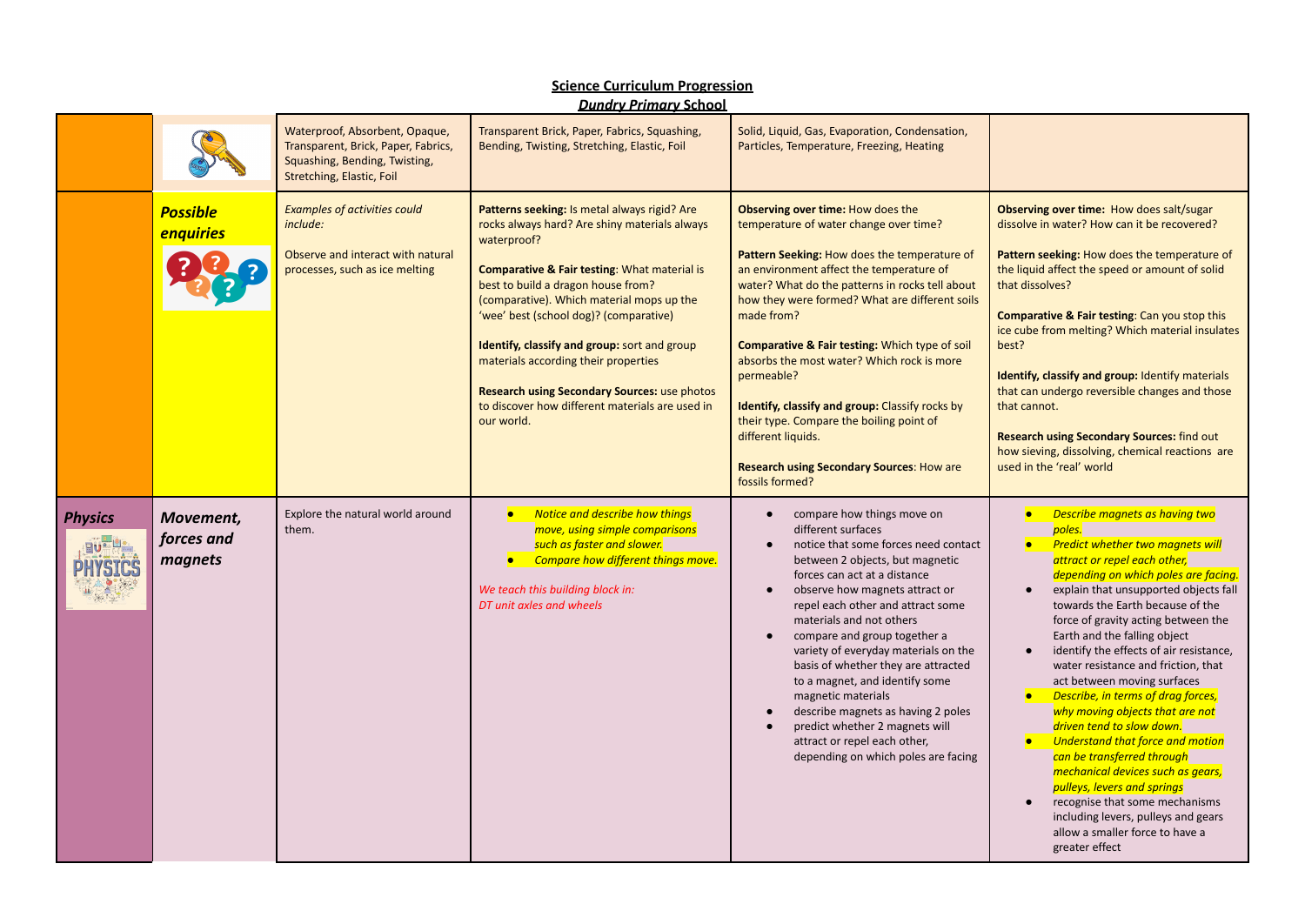## Science Curriculum Progression

### *Dundry Primary* School

| | | | | | |
|---|---|---|---|---|---|
| | | Waterproof, Absorbent, Opaque, Transparent, Brick, Paper, Fabrics, Squashing, Bending, Twisting, Stretching, Elastic, Foil | Transparent Brick, Paper, Fabrics, Squashing, Bending, Twisting, Stretching, Elastic, Foil | Solid, Liquid, Gas, Evaporation, Condensation, Particles, Temperature, Freezing, Heating | |
| | ***Possible enquiries*** | *Examples of activities could include:*<br><br>Observe and interact with natural processes, such as ice melting | **Patterns seeking:** Is metal always rigid? Are rocks always hard? Are shiny materials always waterproof?<br><br>**Comparative & Fair testing:** What material is best to build a dragon house from? (comparative). Which material mops up the 'wee' best (school dog)? (comparative)<br><br>**Identify, classify and group:** sort and group materials according their properties<br><br>**Research using Secondary Sources:** use photos to discover how different materials are used in our world. | **Observing over time:** How does the temperature of water change over time?<br><br>**Pattern Seeking:** How does the temperature of an environment affect the temperature of water? What do the patterns in rocks tell about how they were formed? What are different soils made from?<br><br>**Comparative & Fair testing:** Which type of soil absorbs the most water? Which rock is more permeable?<br><br>**Identify, classify and group:** Classify rocks by their type. Compare the boiling point of different liquids.<br><br>**Research using Secondary Sources**: How are fossils formed? | **Observing over time:** How does salt/sugar dissolve in water? How can it be recovered?<br><br>**Pattern seeking:** How does the temperature of the liquid affect the speed or amount of solid that dissolves?<br><br>**Comparative & Fair testing**: Can you stop this ice cube from melting? Which material insulates best?<br><br>**Identify, classify and group:** Identify materials that can undergo reversible changes and those that cannot.<br><br>**Research using Secondary Sources:** find out how sieving, dissolving, chemical reactions are used in the 'real' world |
| ***Physics*** | ***Movement, forces and magnets*** | Explore the natural world around them. | • *Notice and describe how things move, using simple comparisons such as faster and slower.*<br>• *Compare how different things move.*<br><br>*We teach this building block in: DT unit axles and wheels* | • compare how things move on different surfaces<br>• notice that some forces need contact between 2 objects, but magnetic forces can act at a distance<br>• observe how magnets attract or repel each other and attract some materials and not others<br>• compare and group together a variety of everyday materials on the basis of whether they are attracted to a magnet, and identify some magnetic materials<br>• describe magnets as having 2 poles<br>• predict whether 2 magnets will attract or repel each other, depending on which poles are facing | • *Describe magnets as having two poles.*<br>• *Predict whether two magnets will attract or repel each other, depending on which poles are facing.*<br>• explain that unsupported objects fall towards the Earth because of the force of gravity acting between the Earth and the falling object<br>• identify the effects of air resistance, water resistance and friction, that act between moving surfaces<br>• *Describe, in terms of drag forces, why moving objects that are not driven tend to slow down.*<br>• *Understand that force and motion can be transferred through mechanical devices such as gears, pulleys, levers and springs*<br>• recognise that some mechanisms including levers, pulleys and gears allow a smaller force to have a greater effect |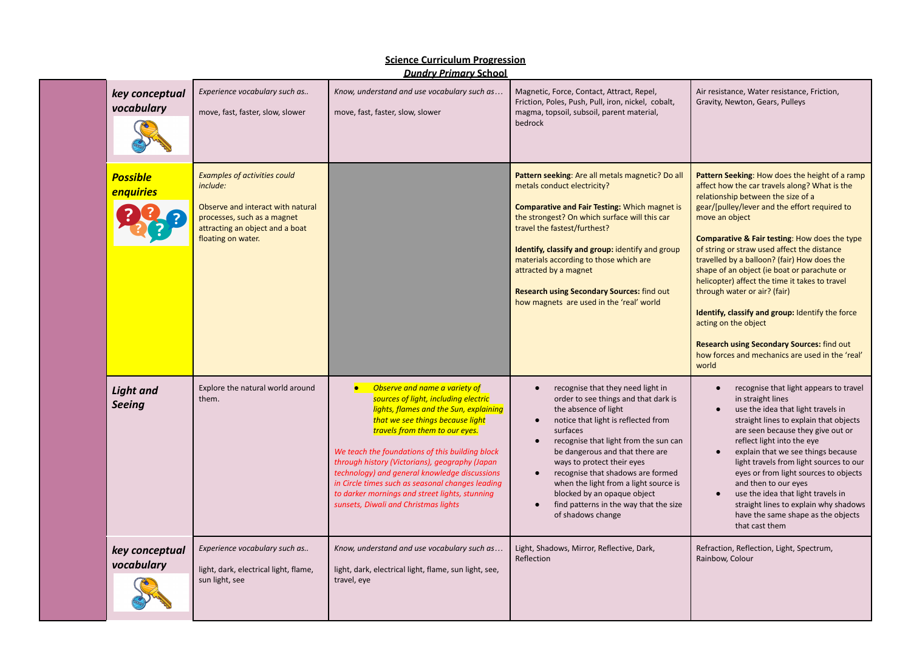**Science Curriculum Progression**
***Dundry Primary School***

| | | | | |
|---|---|---|---|---|
| ***key conceptual vocabulary*** | *Experience vocabulary such as..*<br><br>move, fast, faster, slow, slower | *Know, understand and use vocabulary such as…*<br><br>move, fast, faster, slow, slower | Magnetic, Force, Contact, Attract, Repel, Friction, Poles, Push, Pull, iron, nickel, cobalt, magma, topsoil, subsoil, parent material, bedrock | Air resistance, Water resistance, Friction, Gravity, Newton, Gears, Pulleys |
| ***Possible enquiries*** | *Examples of activities could include:*<br><br>Observe and interact with natural processes, such as a magnet attracting an object and a boat floating on water. | | **Pattern seeking**: Are all metals magnetic? Do all metals conduct electricity?<br><br>**Comparative and Fair Testing:** Which magnet is the strongest? On which surface will this car travel the fastest/furthest?<br><br>**Identify, classify and group:** identify and group materials according to those which are attracted by a magnet<br><br>**Research using Secondary Sources:** find out how magnets are used in the 'real' world | **Pattern Seeking**: How does the height of a ramp affect how the car travels along? What is the relationship between the size of a gear/[pulley/lever and the effort required to move an object<br><br>**Comparative & Fair testing**: How does the type of string or straw used affect the distance travelled by a balloon? (fair) How does the shape of an object (ie boat or parachute or helicopter) affect the time it takes to travel through water or air? (fair)<br><br>**Identify, classify and group:** Identify the force acting on the object<br><br>**Research using Secondary Sources:** find out how forces and mechanics are used in the 'real' world |
| ***Light and Seeing*** | Explore the natural world around them. | • *Observe and name a variety of sources of light, including electric lights, flames and the Sun, explaining that we see things because light travels from them to our eyes.*<br><br>*We teach the foundations of this building block through history (Victorians), geography (Japan technology) and general knowledge discussions in Circle times such as seasonal changes leading to darker mornings and street lights, stunning sunsets, Diwali and Christmas lights* | • recognise that they need light in order to see things and that dark is the absence of light<br>• notice that light is reflected from surfaces<br>• recognise that light from the sun can be dangerous and that there are ways to protect their eyes<br>• recognise that shadows are formed when the light from a light source is blocked by an opaque object<br>• find patterns in the way that the size of shadows change | • recognise that light appears to travel in straight lines<br>• use the idea that light travels in straight lines to explain that objects are seen because they give out or reflect light into the eye<br>• explain that we see things because light travels from light sources to our eyes or from light sources to objects and then to our eyes<br>• use the idea that light travels in straight lines to explain why shadows have the same shape as the objects that cast them |
| ***key conceptual vocabulary*** | *Experience vocabulary such as..*<br><br>light, dark, electrical light, flame, sun light, see | *Know, understand and use vocabulary such as…*<br><br>light, dark, electrical light, flame, sun light, see, travel, eye | Light, Shadows, Mirror, Reflective, Dark, Reflection | Refraction, Reflection, Light, Spectrum, Rainbow, Colour |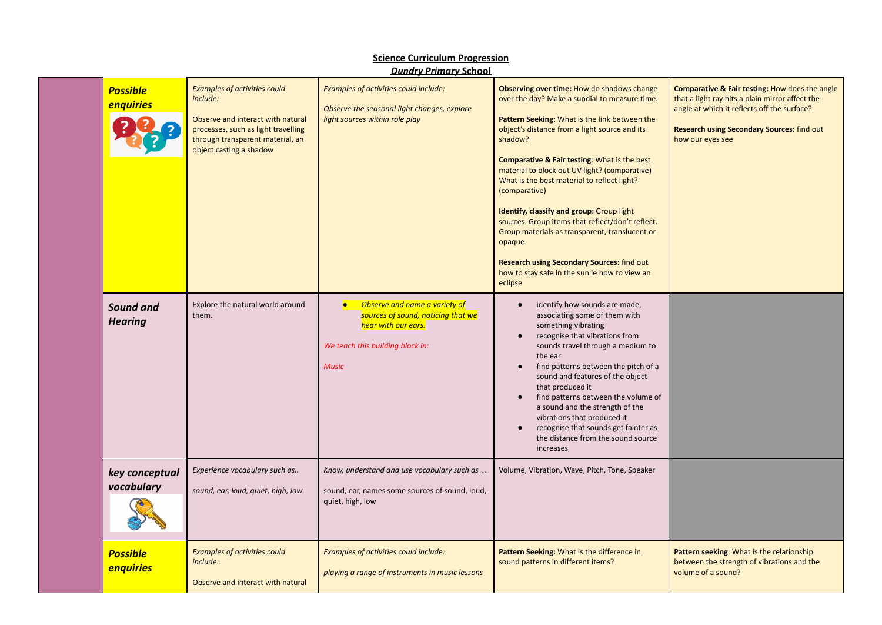**Science Curriculum Progression**
***Dundry Primary School***

| | | | | | |
|---|---|---|---|---|---|
| | ***Possible enquiries*** | *Examples of activities could include:*<br><br>Observe and interact with natural processes, such as light travelling through transparent material, an object casting a shadow | *Examples of activities could include:*<br><br>*Observe the seasonal light changes, explore light sources within role play* | **Observing over time:** How do shadows change over the day? Make a sundial to measure time.<br><br>**Pattern Seeking:** What is the link between the object's distance from a light source and its shadow?<br><br>**Comparative & Fair testing**: What is the best material to block out UV light? (comparative) What is the best material to reflect light? (comparative)<br><br>**Identify, classify and group:** Group light sources. Group items that reflect/don't reflect. Group materials as transparent, translucent or opaque.<br><br>**Research using Secondary Sources:** find out how to stay safe in the sun ie how to view an eclipse | **Comparative & Fair testing:** How does the angle that a light ray hits a plain mirror affect the angle at which it reflects off the surface?<br><br>**Research using Secondary Sources:** find out how our eyes see |
| | ***Sound and Hearing*** | Explore the natural world around them. | • *Observe and name a variety of sources of sound, noticing that we hear with our ears.*<br><br>*We teach this building block in:*<br><br>*Music* | • identify how sounds are made, associating some of them with something vibrating<br>• recognise that vibrations from sounds travel through a medium to the ear<br>• find patterns between the pitch of a sound and features of the object that produced it<br>• find patterns between the volume of a sound and the strength of the vibrations that produced it<br>• recognise that sounds get fainter as the distance from the sound source increases | |
| | ***key conceptual vocabulary*** | *Experience vocabulary such as..*<br><br>*sound, ear, loud, quiet, high, low* | *Know, understand and use vocabulary such as…*<br><br>sound, ear, names some sources of sound, loud, quiet, high, low | Volume, Vibration, Wave, Pitch, Tone, Speaker | |
| | ***Possible enquiries*** | *Examples of activities could include:*<br><br>Observe and interact with natural | *Examples of activities could include:*<br><br>*playing a range of instruments in music lessons* | **Pattern Seeking:** What is the difference in sound patterns in different items? | **Pattern seeking**: What is the relationship between the strength of vibrations and the volume of a sound? |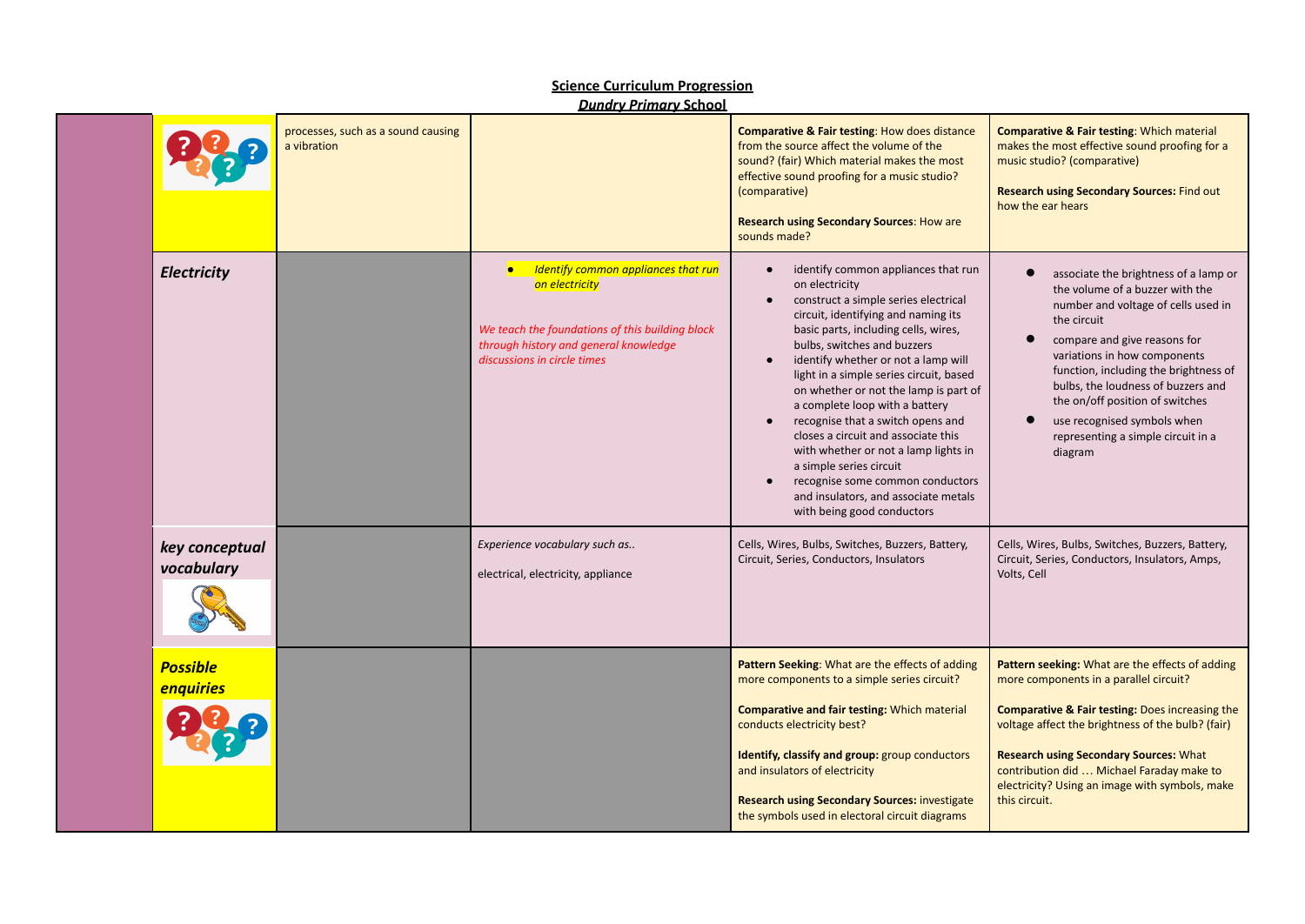## Science Curriculum Progression
### *Dundry Primary School*

| | | | | | |
|---|---|---|---|---|---|
| | | processes, such as a sound causing a vibration | | **Comparative & Fair testing**: How does distance from the source affect the volume of the sound? (fair) Which material makes the most effective sound proofing for a music studio? (comparative)<br><br>**Research using Secondary Sources**: How are sounds made? | **Comparative & Fair testing**: Which material makes the most effective sound proofing for a music studio? (comparative)<br><br>**Research using Secondary Sources:** Find out how the ear hears |
| | ***Electricity*** | | • *Identify common appliances that run on electricity*<br><br>*We teach the foundations of this building block through history and general knowledge discussions in circle times* | • identify common appliances that run on electricity<br>• construct a simple series electrical circuit, identifying and naming its basic parts, including cells, wires, bulbs, switches and buzzers<br>• identify whether or not a lamp will light in a simple series circuit, based on whether or not the lamp is part of a complete loop with a battery<br>• recognise that a switch opens and closes a circuit and associate this with whether or not a lamp lights in a simple series circuit<br>• recognise some common conductors and insulators, and associate metals with being good conductors | • associate the brightness of a lamp or the volume of a buzzer with the number and voltage of cells used in the circuit<br>• compare and give reasons for variations in how components function, including the brightness of bulbs, the loudness of buzzers and the on/off position of switches<br>• use recognised symbols when representing a simple circuit in a diagram |
| | ***key conceptual vocabulary*** | | *Experience vocabulary such as..*<br><br>electrical, electricity, appliance | Cells, Wires, Bulbs, Switches, Buzzers, Battery, Circuit, Series, Conductors, Insulators | Cells, Wires, Bulbs, Switches, Buzzers, Battery, Circuit, Series, Conductors, Insulators, Amps, Volts, Cell |
| | ***Possible enquiries*** | | | **Pattern Seeking**: What are the effects of adding more components to a simple series circuit?<br><br>**Comparative and fair testing:** Which material conducts electricity best?<br><br>**Identify, classify and group:** group conductors and insulators of electricity<br><br>**Research using Secondary Sources:** investigate the symbols used in electoral circuit diagrams | **Pattern seeking:** What are the effects of adding more components in a parallel circuit?<br><br>**Comparative & Fair testing:** Does increasing the voltage affect the brightness of the bulb? (fair)<br><br>**Research using Secondary Sources:** What contribution did … Michael Faraday make to electricity? Using an image with symbols, make this circuit. |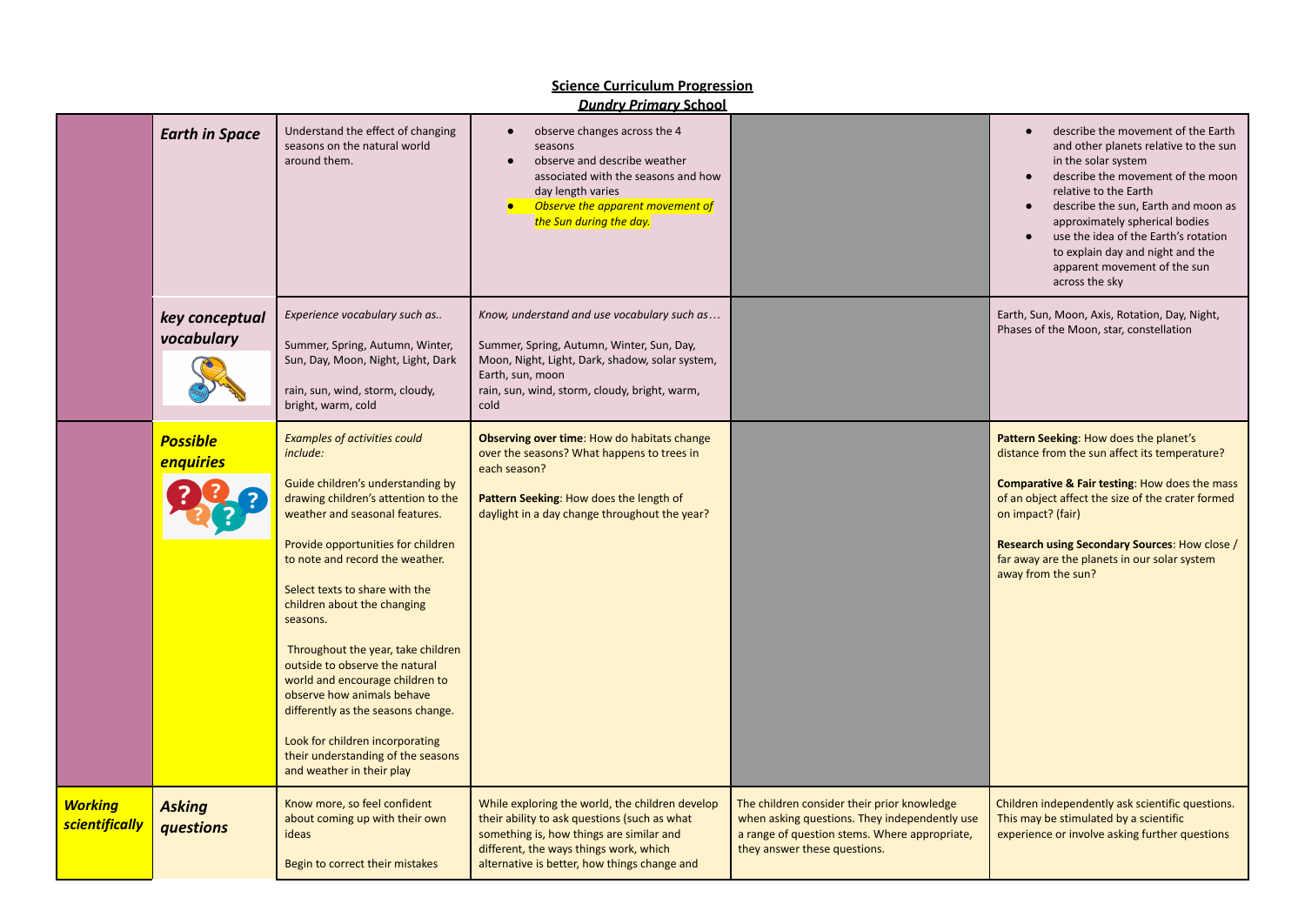**Science Curriculum Progression**
***Dundry Primary* School**

| | | | | | |
|---|---|---|---|---|---|
| | ***Earth in Space*** | Understand the effect of changing seasons on the natural world around them. | • observe changes across the 4 seasons<br>• observe and describe weather associated with the seasons and how day length varies<br>• *Observe the apparent movement of the Sun during the day.* | | • describe the movement of the Earth and other planets relative to the sun in the solar system<br>• describe the movement of the moon relative to the Earth<br>• describe the sun, Earth and moon as approximately spherical bodies<br>• use the idea of the Earth's rotation to explain day and night and the apparent movement of the sun across the sky |
| | ***key conceptual vocabulary*** | *Experience vocabulary such as..*<br><br>Summer, Spring, Autumn, Winter, Sun, Day, Moon, Night, Light, Dark<br><br>rain, sun, wind, storm, cloudy, bright, warm, cold | *Know, understand and use vocabulary such as…*<br><br>Summer, Spring, Autumn, Winter, Sun, Day, Moon, Night, Light, Dark, shadow, solar system, Earth, sun, moon<br>rain, sun, wind, storm, cloudy, bright, warm, cold | | Earth, Sun, Moon, Axis, Rotation, Day, Night, Phases of the Moon, star, constellation |
| | ***Possible enquiries*** | *Examples of activities could include:*<br><br>Guide children's understanding by drawing children's attention to the weather and seasonal features.<br><br>Provide opportunities for children to note and record the weather.<br><br>Select texts to share with the children about the changing seasons.<br><br>Throughout the year, take children outside to observe the natural world and encourage children to observe how animals behave differently as the seasons change.<br><br>Look for children incorporating their understanding of the seasons and weather in their play | **Observing over time**: How do habitats change over the seasons? What happens to trees in each season?<br><br>**Pattern Seeking**: How does the length of daylight in a day change throughout the year? | | **Pattern Seeking**: How does the planet's distance from the sun affect its temperature?<br><br>**Comparative & Fair testing**: How does the mass of an object affect the size of the crater formed on impact? (fair)<br><br>**Research using Secondary Sources**: How close / far away are the planets in our solar system away from the sun? |
| ***Working scientifically*** | ***Asking questions*** | Know more, so feel confident about coming up with their own ideas<br><br>Begin to correct their mistakes | While exploring the world, the children develop their ability to ask questions (such as what something is, how things are similar and different, the ways things work, which alternative is better, how things change and | The children consider their prior knowledge when asking questions. They independently use a range of question stems. Where appropriate, they answer these questions. | Children independently ask scientific questions. This may be stimulated by a scientific experience or involve asking further questions |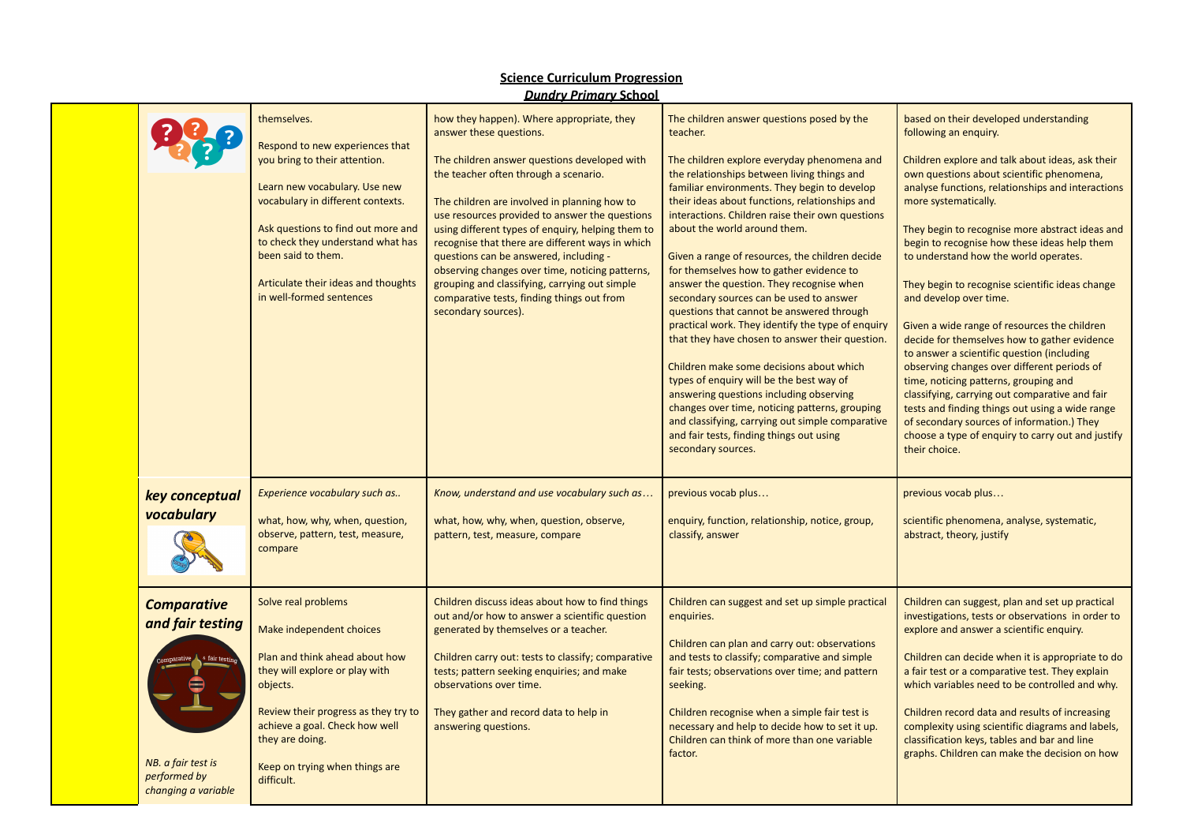**Science Curriculum Progression**
***Dundry Primary* School**

| | | | | | |
|---|---|---|---|---|---|
| | | themselves.<br><br>Respond to new experiences that you bring to their attention.<br><br>Learn new vocabulary. Use new vocabulary in different contexts.<br><br>Ask questions to find out more and to check they understand what has been said to them.<br><br>Articulate their ideas and thoughts in well-formed sentences | how they happen). Where appropriate, they answer these questions.<br><br>The children answer questions developed with the teacher often through a scenario.<br><br>The children are involved in planning how to use resources provided to answer the questions using different types of enquiry, helping them to recognise that there are different ways in which questions can be answered, including - observing changes over time, noticing patterns, grouping and classifying, carrying out simple comparative tests, finding things out from secondary sources). | The children answer questions posed by the teacher.<br><br>The children explore everyday phenomena and the relationships between living things and familiar environments. They begin to develop their ideas about functions, relationships and interactions. Children raise their own questions about the world around them.<br><br>Given a range of resources, the children decide for themselves how to gather evidence to answer the question. They recognise when secondary sources can be used to answer questions that cannot be answered through practical work. They identify the type of enquiry that they have chosen to answer their question.<br><br>Children make some decisions about which types of enquiry will be the best way of answering questions including observing changes over time, noticing patterns, grouping and classifying, carrying out simple comparative and fair tests, finding things out using secondary sources. | based on their developed understanding following an enquiry.<br><br>Children explore and talk about ideas, ask their own questions about scientific phenomena, analyse functions, relationships and interactions more systematically.<br><br>They begin to recognise more abstract ideas and begin to recognise how these ideas help them to understand how the world operates.<br><br>They begin to recognise scientific ideas change and develop over time.<br><br>Given a wide range of resources the children decide for themselves how to gather evidence to answer a scientific question (including observing changes over different periods of time, noticing patterns, grouping and classifying, carrying out comparative and fair tests and finding things out using a wide range of secondary sources of information.) They choose a type of enquiry to carry out and justify their choice. |
| | ***key conceptual vocabulary*** | *Experience vocabulary such as..*<br><br>what, how, why, when, question, observe, pattern, test, measure, compare | *Know, understand and use vocabulary such as…*<br><br>what, how, why, when, question, observe, pattern, test, measure, compare | previous vocab plus…<br><br>enquiry, function, relationship, notice, group, classify, answer | previous vocab plus…<br><br>scientific phenomena, analyse, systematic, abstract, theory, justify |
| | ***Comparative and fair testing***<br><br>*NB. a fair test is performed by changing a variable* | Solve real problems<br><br>Make independent choices<br><br>Plan and think ahead about how they will explore or play with objects.<br><br>Review their progress as they try to achieve a goal. Check how well they are doing.<br><br>Keep on trying when things are difficult. | Children discuss ideas about how to find things out and/or how to answer a scientific question generated by themselves or a teacher.<br><br>Children carry out: tests to classify; comparative tests; pattern seeking enquiries; and make observations over time.<br><br>They gather and record data to help in answering questions. | Children can suggest and set up simple practical enquiries.<br><br>Children can plan and carry out: observations and tests to classify; comparative and simple fair tests; observations over time; and pattern seeking.<br><br>Children recognise when a simple fair test is necessary and help to decide how to set it up. Children can think of more than one variable factor. | Children can suggest, plan and set up practical investigations, tests or observations in order to explore and answer a scientific enquiry.<br><br>Children can decide when it is appropriate to do a fair test or a comparative test. They explain which variables need to be controlled and why.<br><br>Children record data and results of increasing complexity using scientific diagrams and labels, classification keys, tables and bar and line graphs. Children can make the decision on how |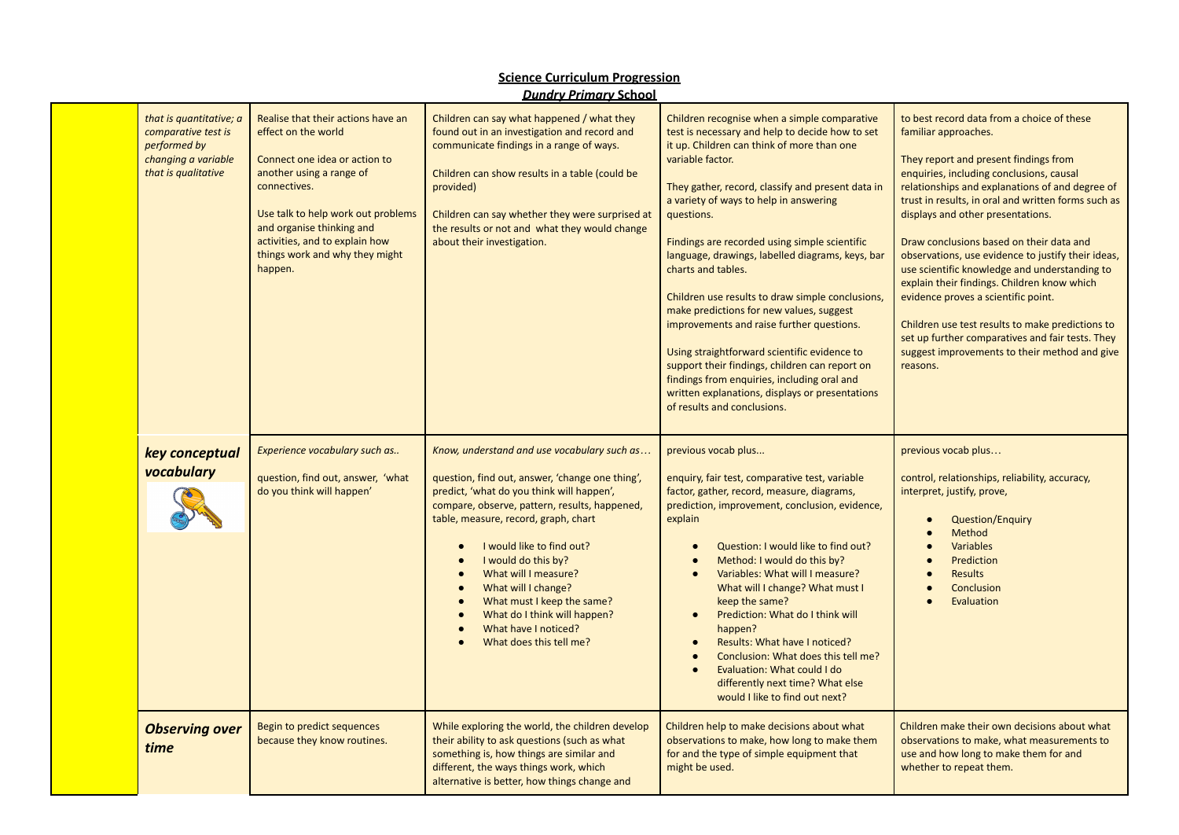## Science Curriculum Progression

### *Dundry Primary* School

| | | | | | |
|---|---|---|---|---|---|
| | *that is quantitative; a comparative test is performed by changing a variable that is qualitative* | Realise that their actions have an effect on the world<br><br>Connect one idea or action to another using a range of connectives.<br><br>Use talk to help work out problems and organise thinking and activities, and to explain how things work and why they might happen. | Children can say what happened / what they found out in an investigation and record and communicate findings in a range of ways.<br><br>Children can show results in a table (could be provided)<br><br>Children can say whether they were surprised at the results or not and what they would change about their investigation. | Children recognise when a simple comparative test is necessary and help to decide how to set it up. Children can think of more than one variable factor.<br><br>They gather, record, classify and present data in a variety of ways to help in answering questions.<br><br>Findings are recorded using simple scientific language, drawings, labelled diagrams, keys, bar charts and tables.<br><br>Children use results to draw simple conclusions, make predictions for new values, suggest improvements and raise further questions.<br><br>Using straightforward scientific evidence to support their findings, children can report on findings from enquiries, including oral and written explanations, displays or presentations of results and conclusions. | to best record data from a choice of these familiar approaches.<br><br>They report and present findings from enquiries, including conclusions, causal relationships and explanations of and degree of trust in results, in oral and written forms such as displays and other presentations.<br><br>Draw conclusions based on their data and observations, use evidence to justify their ideas, use scientific knowledge and understanding to explain their findings. Children know which evidence proves a scientific point.<br><br>Children use test results to make predictions to set up further comparatives and fair tests. They suggest improvements to their method and give reasons. |
| | ***key conceptual vocabulary*** | *Experience vocabulary such as..*<br><br>question, find out, answer, 'what do you think will happen' | *Know, understand and use vocabulary such as…*<br><br>question, find out, answer, 'change one thing', predict, 'what do you think will happen', compare, observe, pattern, results, happened, table, measure, record, graph, chart<br><br>• I would like to find out?<br>• I would do this by?<br>• What will I measure?<br>• What will I change?<br>• What must I keep the same?<br>• What do I think will happen?<br>• What have I noticed?<br>• What does this tell me? | previous vocab plus...<br><br>enquiry, fair test, comparative test, variable factor, gather, record, measure, diagrams, prediction, improvement, conclusion, evidence, explain<br><br>• Question: I would like to find out?<br>• Method: I would do this by?<br>• Variables: What will I measure? What will I change? What must I keep the same?<br>• Prediction: What do I think will happen?<br>• Results: What have I noticed?<br>• Conclusion: What does this tell me?<br>• Evaluation: What could I do differently next time? What else would I like to find out next? | previous vocab plus…<br><br>control, relationships, reliability, accuracy, interpret, justify, prove,<br><br>• Question/Enquiry<br>• Method<br>• Variables<br>• Prediction<br>• Results<br>• Conclusion<br>• Evaluation |
| | ***Observing over time*** | Begin to predict sequences because they know routines. | While exploring the world, the children develop their ability to ask questions (such as what something is, how things are similar and different, the ways things work, which alternative is better, how things change and | Children help to make decisions about what observations to make, how long to make them for and the type of simple equipment that might be used. | Children make their own decisions about what observations to make, what measurements to use and how long to make them for and whether to repeat them. |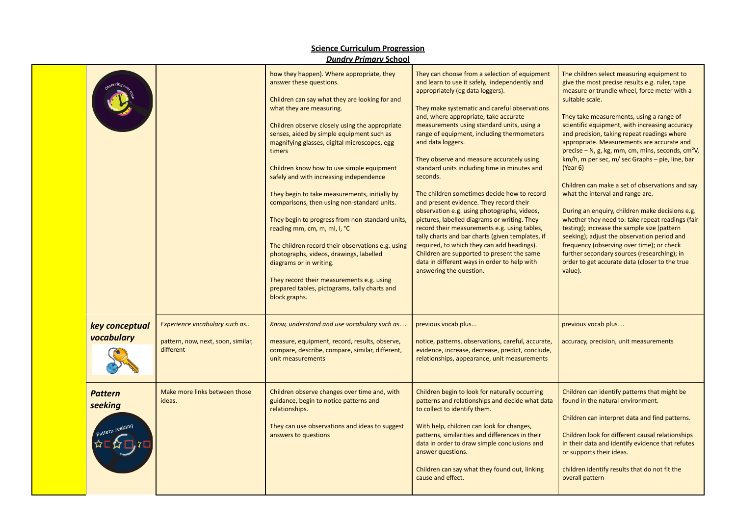**Science Curriculum Progression**

***Dundry Primary* School**

| | | | | | |
|---|---|---|---|---|---|
| | | | how they happen). Where appropriate, they answer these questions.<br><br>Children can say what they are looking for and what they are measuring.<br><br>Children observe closely using the appropriate senses, aided by simple equipment such as magnifying glasses, digital microscopes, egg timers<br><br>Children know how to use simple equipment safely and with increasing independence<br><br>They begin to take measurements, initially by comparisons, then using non-standard units.<br><br>They begin to progress from non-standard units, reading mm, cm, m, ml, l, °C<br><br>The children record their observations e.g. using photographs, videos, drawings, labelled diagrams or in writing.<br><br>They record their measurements e.g. using prepared tables, pictograms, tally charts and block graphs. | They can choose from a selection of equipment and learn to use it safely, independently and appropriately (eg data loggers).<br><br>They make systematic and careful observations and, where appropriate, take accurate measurements using standard units, using a range of equipment, including thermometers and data loggers.<br><br>They observe and measure accurately using standard units including time in minutes and seconds.<br><br>The children sometimes decide how to record and present evidence. They record their observation e.g. using photographs, videos, pictures, labelled diagrams or writing. They record their measurements e.g. using tables, tally charts and bar charts (given templates, if required, to which they can add headings). Children are supported to present the same data in different ways in order to help with answering the question. | The children select measuring equipment to give the most precise results e.g. ruler, tape measure or trundle wheel, force meter with a suitable scale.<br><br>They take measurements, using a range of scientific equipment, with increasing accuracy and precision, taking repeat readings where appropriate. Measurements are accurate and precise – N, g, kg, mm, cm, mins, seconds, cm²V, km/h, m per sec, m/ sec Graphs – pie, line, bar (Year 6)<br><br>Children can make a set of observations and say what the interval and range are.<br><br>During an enquiry, children make decisions e.g. whether they need to: take repeat readings (fair testing); increase the sample size (pattern seeking); adjust the observation period and frequency (observing over time); or check further secondary sources (researching); in order to get accurate data (closer to the true value). |
| | ***key conceptual vocabulary*** | *Experience vocabulary such as..*<br><br>pattern, now, next, soon, similar, different | *Know, understand and use vocabulary such as…*<br><br>measure, equipment, record, results, observe, compare, describe, compare, similar, different, unit measurements | previous vocab plus...<br><br>notice, patterns, observations, careful, accurate, evidence, increase, decrease, predict, conclude, relationships, appearance, unit measurements | previous vocab plus…<br><br>accuracy, precision, unit measurements |
| | ***Pattern seeking*** | Make more links between those ideas. | Children observe changes over time and, with guidance, begin to notice patterns and relationships.<br><br>They can use observations and ideas to suggest answers to questions | Children begin to look for naturally occurring patterns and relationships and decide what data to collect to identify them.<br><br>With help, children can look for changes, patterns, similarities and differences in their data in order to draw simple conclusions and answer questions.<br><br>Children can say what they found out, linking cause and effect. | Children can identify patterns that might be found in the natural environment.<br><br>Children can interpret data and find patterns.<br><br>Children look for different causal relationships in their data and identify evidence that refutes or supports their ideas.<br><br>children identify results that do not fit the overall pattern |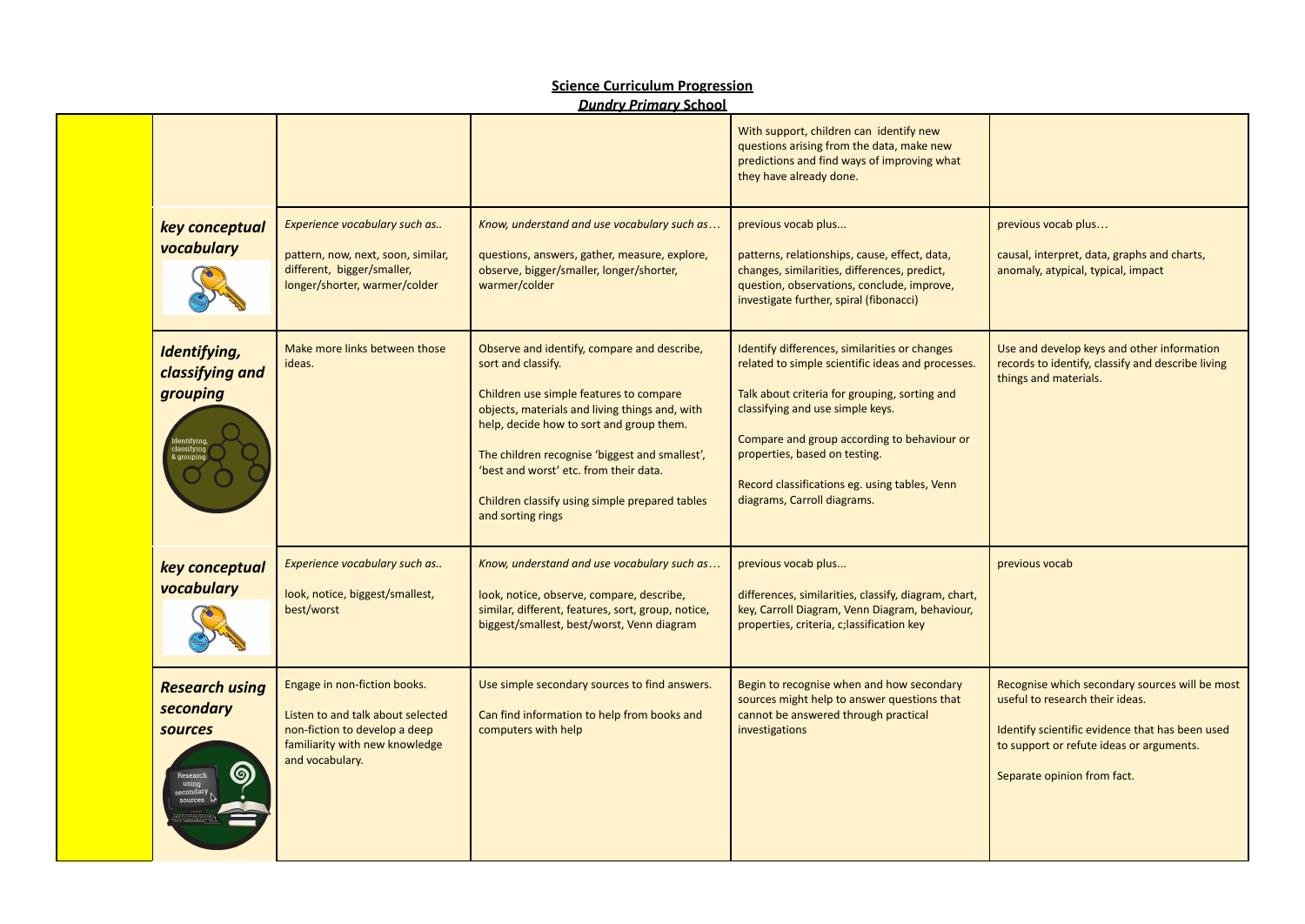**Science Curriculum Progression**

***Dundry Primary* School**

| | | | | | |
|---|---|---|---|---|---|
| | | | | With support, children can identify new questions arising from the data, make new predictions and find ways of improving what they have already done. | |
| | ***key conceptual vocabulary*** | *Experience vocabulary such as..*<br><br>pattern, now, next, soon, similar, different, bigger/smaller, longer/shorter, warmer/colder | *Know, understand and use vocabulary such as…*<br><br>questions, answers, gather, measure, explore, observe, bigger/smaller, longer/shorter, warmer/colder | previous vocab plus...<br><br>patterns, relationships, cause, effect, data, changes, similarities, differences, predict, question, observations, conclude, improve, investigate further, spiral (fibonacci) | previous vocab plus…<br><br>causal, interpret, data, graphs and charts, anomaly, atypical, typical, impact |
| | ***Identifying, classifying and grouping*** | Make more links between those ideas. | Observe and identify, compare and describe, sort and classify.<br><br>Children use simple features to compare objects, materials and living things and, with help, decide how to sort and group them.<br><br>The children recognise 'biggest and smallest', 'best and worst' etc. from their data.<br><br>Children classify using simple prepared tables and sorting rings | Identify differences, similarities or changes related to simple scientific ideas and processes.<br><br>Talk about criteria for grouping, sorting and classifying and use simple keys.<br><br>Compare and group according to behaviour or properties, based on testing.<br><br>Record classifications eg. using tables, Venn diagrams, Carroll diagrams. | Use and develop keys and other information records to identify, classify and describe living things and materials. |
| | ***key conceptual vocabulary*** | *Experience vocabulary such as..*<br><br>look, notice, biggest/smallest, best/worst | *Know, understand and use vocabulary such as…*<br><br>look, notice, observe, compare, describe, similar, different, features, sort, group, notice, biggest/smallest, best/worst, Venn diagram | previous vocab plus...<br><br>differences, similarities, classify, diagram, chart, key, Carroll Diagram, Venn Diagram, behaviour, properties, criteria, c;lassification key | previous vocab |
| | ***Research using secondary sources*** | Engage in non-fiction books.<br><br>Listen to and talk about selected non-fiction to develop a deep familiarity with new knowledge and vocabulary. | Use simple secondary sources to find answers.<br><br>Can find information to help from books and computers with help | Begin to recognise when and how secondary sources might help to answer questions that cannot be answered through practical investigations | Recognise which secondary sources will be most useful to research their ideas.<br><br>Identify scientific evidence that has been used to support or refute ideas or arguments.<br><br>Separate opinion from fact. |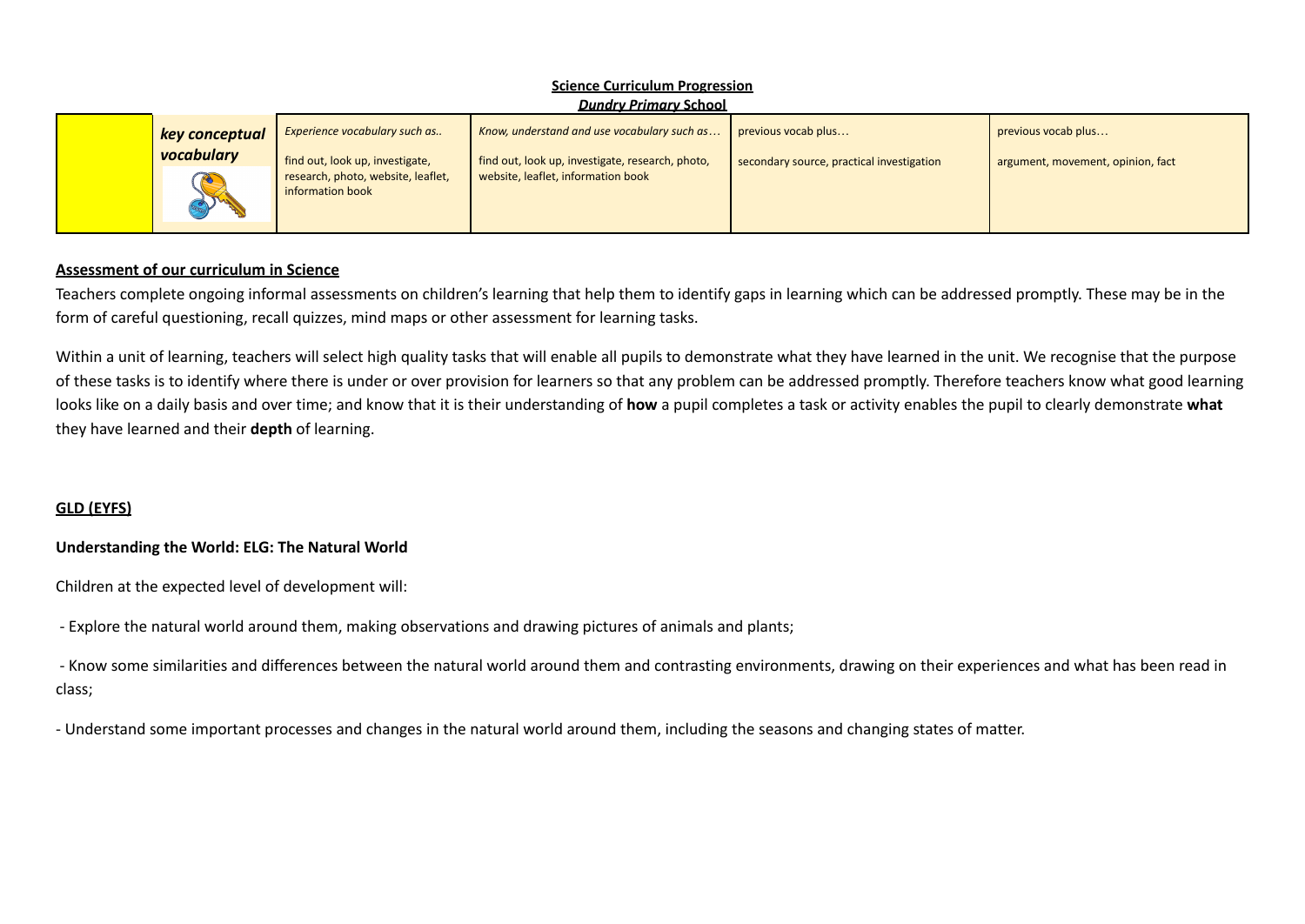**Science Curriculum Progression**
***Dundry Primary* School**

| | *key conceptual vocabulary* | *Experience vocabulary such as..* find out, look up, investigate, research, photo, website, leaflet, information book | *Know, understand and use vocabulary such as…* find out, look up, investigate, research, photo, website, leaflet, information book | previous vocab plus… secondary source, practical investigation | previous vocab plus… argument, movement, opinion, fact |
|---|---|---|---|---|---|

**Assessment of our curriculum in Science**

Teachers complete ongoing informal assessments on children's learning that help them to identify gaps in learning which can be addressed promptly. These may be in the form of careful questioning, recall quizzes, mind maps or other assessment for learning tasks.

Within a unit of learning, teachers will select high quality tasks that will enable all pupils to demonstrate what they have learned in the unit. We recognise that the purpose of these tasks is to identify where there is under or over provision for learners so that any problem can be addressed promptly. Therefore teachers know what good learning looks like on a daily basis and over time; and know that it is their understanding of **how** a pupil completes a task or activity enables the pupil to clearly demonstrate **what** they have learned and their **depth** of learning.

**GLD (EYFS)**

**Understanding the World: ELG: The Natural World**

Children at the expected level of development will:

- Explore the natural world around them, making observations and drawing pictures of animals and plants;
- Know some similarities and differences between the natural world around them and contrasting environments, drawing on their experiences and what has been read in class;
- Understand some important processes and changes in the natural world around them, including the seasons and changing states of matter.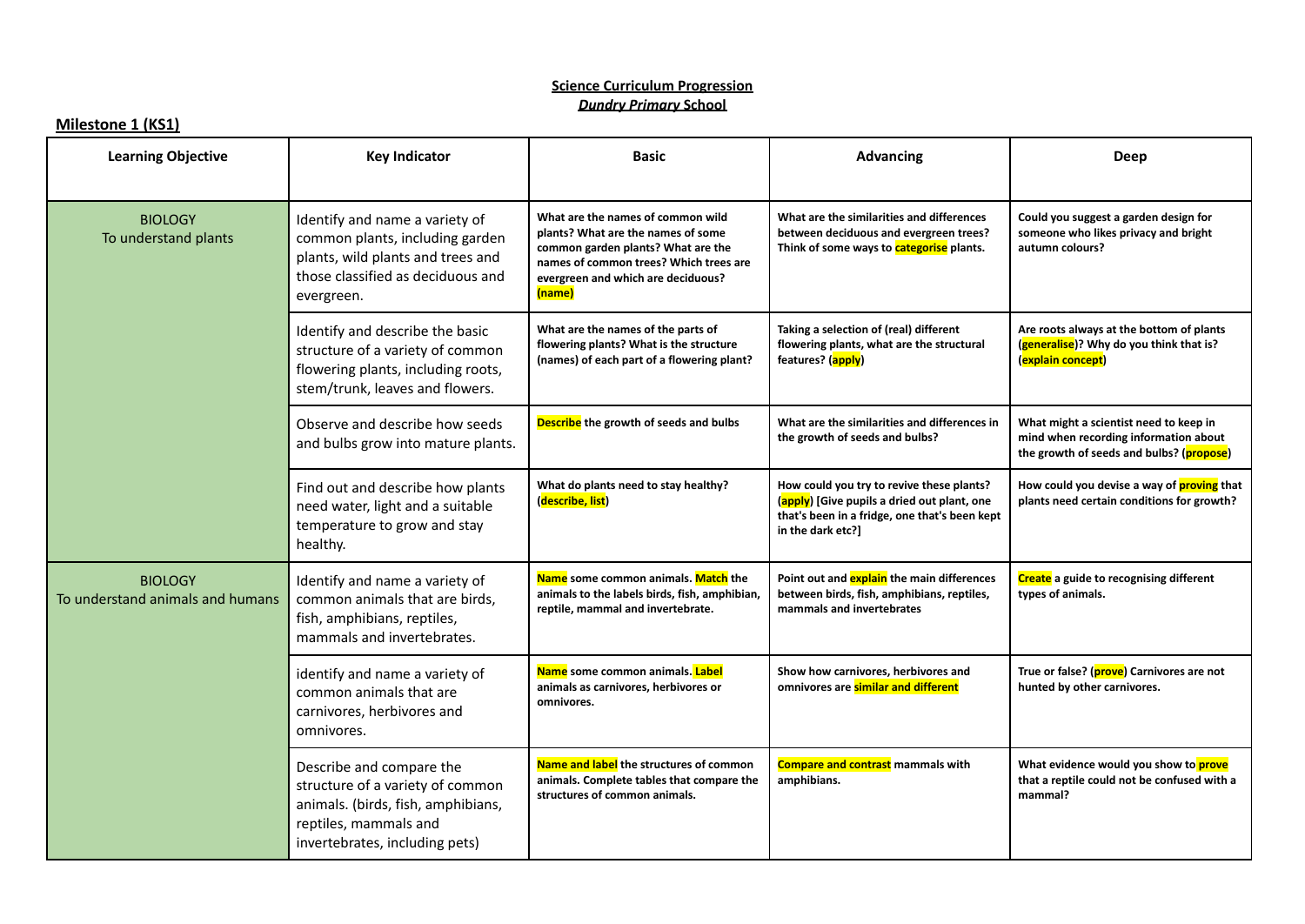**Science Curriculum Progression**
***Dundry Primary* School**

**Milestone 1 (KS1)**

| Learning Objective | Key Indicator | Basic | Advancing | Deep |
|---|---|---|---|---|
| BIOLOGY<br>To understand plants | Identify and name a variety of common plants, including garden plants, wild plants and trees and those classified as deciduous and evergreen. | **What are the names of common wild plants? What are the names of some common garden plants? What are the names of common trees? Which trees are evergreen and which are deciduous? (name)** | **What are the similarities and differences between deciduous and evergreen trees? Think of some ways to categorise plants.** | **Could you suggest a garden design for someone who likes privacy and bright autumn colours?** |
| | Identify and describe the basic structure of a variety of common flowering plants, including roots, stem/trunk, leaves and flowers. | **What are the names of the parts of flowering plants? What is the structure (names) of each part of a flowering plant?** | **Taking a selection of (real) different flowering plants, what are the structural features? (apply)** | **Are roots always at the bottom of plants (generalise)? Why do you think that is? (explain concept)** |
| | Observe and describe how seeds and bulbs grow into mature plants. | **Describe the growth of seeds and bulbs** | **What are the similarities and differences in the growth of seeds and bulbs?** | **What might a scientist need to keep in mind when recording information about the growth of seeds and bulbs? (propose)** |
| | Find out and describe how plants need water, light and a suitable temperature to grow and stay healthy. | **What do plants need to stay healthy? (describe, list)** | **How could you try to revive these plants? (apply) [Give pupils a dried out plant, one that's been in a fridge, one that's been kept in the dark etc?]** | **How could you devise a way of proving that plants need certain conditions for growth?** |
| BIOLOGY<br>To understand animals and humans | Identify and name a variety of common animals that are birds, fish, amphibians, reptiles, mammals and invertebrates. | **Name some common animals. Match the animals to the labels birds, fish, amphibian, reptile, mammal and invertebrate.** | **Point out and explain the main differences between birds, fish, amphibians, reptiles, mammals and invertebrates** | **Create a guide to recognising different types of animals.** |
| | identify and name a variety of common animals that are carnivores, herbivores and omnivores. | **Name some common animals. Label animals as carnivores, herbivores or omnivores.** | **Show how carnivores, herbivores and omnivores are similar and different** | **True or false? (prove) Carnivores are not hunted by other carnivores.** |
| | Describe and compare the structure of a variety of common animals. (birds, fish, amphibians, reptiles, mammals and invertebrates, including pets) | **Name and label the structures of common animals. Complete tables that compare the structures of common animals.** | **Compare and contrast mammals with amphibians.** | **What evidence would you show to prove that a reptile could not be confused with a mammal?** |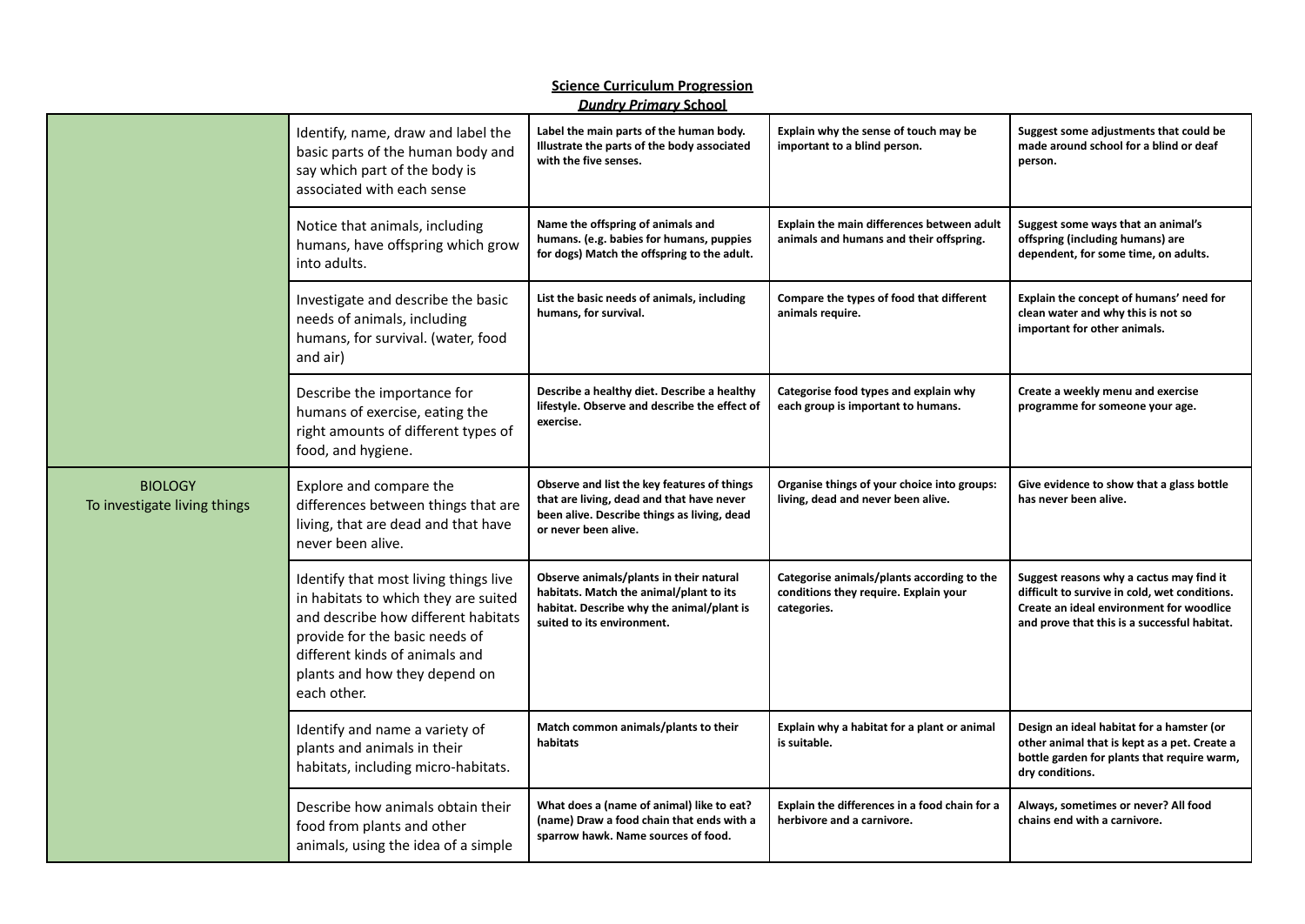**Science Curriculum Progression**

***Dundry Primary* School**

| | | | | |
|---|---|---|---|---|
| | Identify, name, draw and label the basic parts of the human body and say which part of the body is associated with each sense | **Label the main parts of the human body. Illustrate the parts of the body associated with the five senses.** | **Explain why the sense of touch may be important to a blind person.** | **Suggest some adjustments that could be made around school for a blind or deaf person.** |
| | Notice that animals, including humans, have offspring which grow into adults. | **Name the offspring of animals and humans. (e.g. babies for humans, puppies for dogs) Match the offspring to the adult.** | **Explain the main differences between adult animals and humans and their offspring.** | **Suggest some ways that an animal's offspring (including humans) are dependent, for some time, on adults.** |
| | Investigate and describe the basic needs of animals, including humans, for survival. (water, food and air) | **List the basic needs of animals, including humans, for survival.** | **Compare the types of food that different animals require.** | **Explain the concept of humans' need for clean water and why this is not so important for other animals.** |
| | Describe the importance for humans of exercise, eating the right amounts of different types of food, and hygiene. | **Describe a healthy diet. Describe a healthy lifestyle. Observe and describe the effect of exercise.** | **Categorise food types and explain why each group is important to humans.** | **Create a weekly menu and exercise programme for someone your age.** |
| BIOLOGY<br>To investigate living things | Explore and compare the differences between things that are living, that are dead and that have never been alive. | **Observe and list the key features of things that are living, dead and that have never been alive. Describe things as living, dead or never been alive.** | **Organise things of your choice into groups: living, dead and never been alive.** | **Give evidence to show that a glass bottle has never been alive.** |
| | Identify that most living things live in habitats to which they are suited and describe how different habitats provide for the basic needs of different kinds of animals and plants and how they depend on each other. | **Observe animals/plants in their natural habitats. Match the animal/plant to its habitat. Describe why the animal/plant is suited to its environment.** | **Categorise animals/plants according to the conditions they require. Explain your categories.** | **Suggest reasons why a cactus may find it difficult to survive in cold, wet conditions. Create an ideal environment for woodlice and prove that this is a successful habitat.** |
| | Identify and name a variety of plants and animals in their habitats, including micro-habitats. | **Match common animals/plants to their habitats** | **Explain why a habitat for a plant or animal is suitable.** | **Design an ideal habitat for a hamster (or other animal that is kept as a pet. Create a bottle garden for plants that require warm, dry conditions.** |
| | Describe how animals obtain their food from plants and other animals, using the idea of a simple | **What does a (name of animal) like to eat? (name) Draw a food chain that ends with a sparrow hawk. Name sources of food.** | **Explain the differences in a food chain for a herbivore and a carnivore.** | **Always, sometimes or never? All food chains end with a carnivore.** |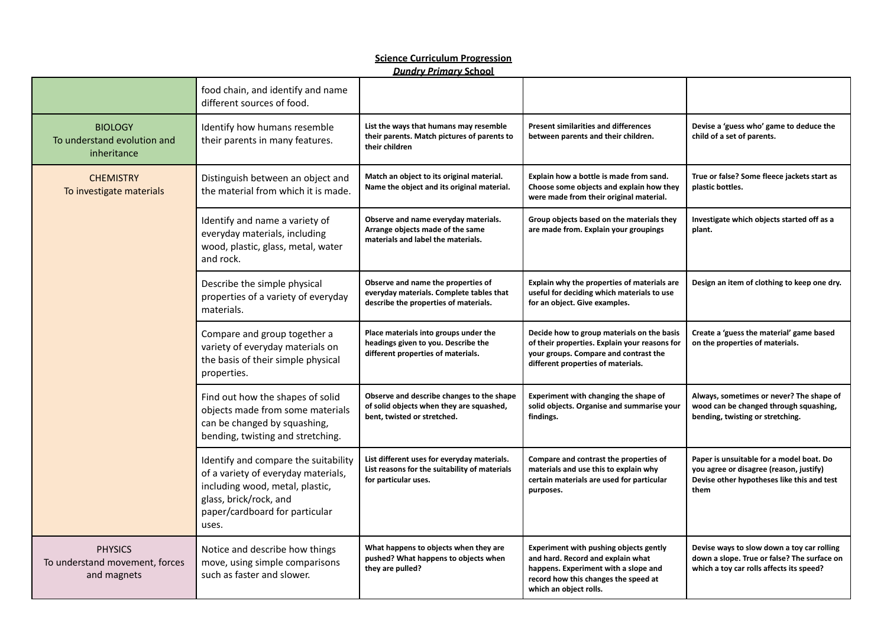**Science Curriculum Progression**
***Dundry Primary* School**

| | | | | |
|---|---|---|---|---|
| | food chain, and identify and name different sources of food. | | | |
| BIOLOGY<br>To understand evolution and inheritance | Identify how humans resemble their parents in many features. | **List the ways that humans may resemble their parents. Match pictures of parents to their children** | **Present similarities and differences between parents and their children.** | **Devise a 'guess who' game to deduce the child of a set of parents.** |
| CHEMISTRY<br>To investigate materials | Distinguish between an object and the material from which it is made. | **Match an object to its original material. Name the object and its original material.** | **Explain how a bottle is made from sand. Choose some objects and explain how they were made from their original material.** | **True or false? Some fleece jackets start as plastic bottles.** |
| | Identify and name a variety of everyday materials, including wood, plastic, glass, metal, water and rock. | **Observe and name everyday materials. Arrange objects made of the same materials and label the materials.** | **Group objects based on the materials they are made from. Explain your groupings** | **Investigate which objects started off as a plant.** |
| | Describe the simple physical properties of a variety of everyday materials. | **Observe and name the properties of everyday materials. Complete tables that describe the properties of materials.** | **Explain why the properties of materials are useful for deciding which materials to use for an object. Give examples.** | **Design an item of clothing to keep one dry.** |
| | Compare and group together a variety of everyday materials on the basis of their simple physical properties. | **Place materials into groups under the headings given to you. Describe the different properties of materials.** | **Decide how to group materials on the basis of their properties. Explain your reasons for your groups. Compare and contrast the different properties of materials.** | **Create a 'guess the material' game based on the properties of materials.** |
| | Find out how the shapes of solid objects made from some materials can be changed by squashing, bending, twisting and stretching. | **Observe and describe changes to the shape of solid objects when they are squashed, bent, twisted or stretched.** | **Experiment with changing the shape of solid objects. Organise and summarise your findings.** | **Always, sometimes or never? The shape of wood can be changed through squashing, bending, twisting or stretching.** |
| | Identify and compare the suitability of a variety of everyday materials, including wood, metal, plastic, glass, brick/rock, and paper/cardboard for particular uses. | **List different uses for everyday materials. List reasons for the suitability of materials for particular uses.** | **Compare and contrast the properties of materials and use this to explain why certain materials are used for particular purposes.** | **Paper is unsuitable for a model boat. Do you agree or disagree (reason, justify) Devise other hypotheses like this and test them** |
| PHYSICS<br>To understand movement, forces and magnets | Notice and describe how things move, using simple comparisons such as faster and slower. | **What happens to objects when they are pushed? What happens to objects when they are pulled?** | **Experiment with pushing objects gently and hard. Record and explain what happens. Experiment with a slope and record how this changes the speed at which an object rolls.** | **Devise ways to slow down a toy car rolling down a slope. True or false? The surface on which a toy car rolls affects its speed?** |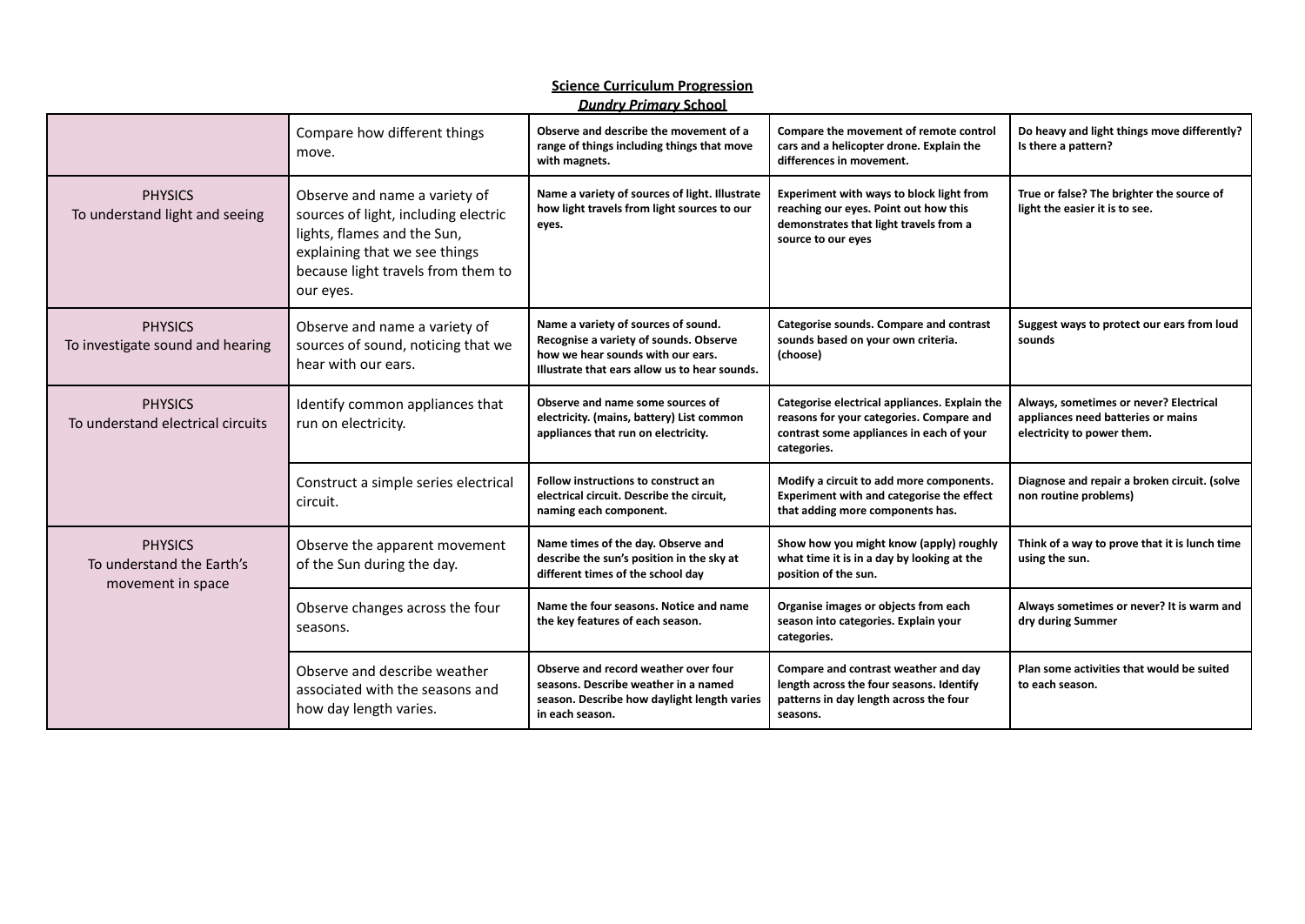**Science Curriculum Progression**

***Dundry Primary* School**

| | | | | |
|---|---|---|---|---|
| | Compare how different things move. | **Observe and describe the movement of a range of things including things that move with magnets.** | **Compare the movement of remote control cars and a helicopter drone. Explain the differences in movement.** | **Do heavy and light things move differently? Is there a pattern?** |
| PHYSICS<br>To understand light and seeing | Observe and name a variety of sources of light, including electric lights, flames and the Sun, explaining that we see things because light travels from them to our eyes. | **Name a variety of sources of light. Illustrate how light travels from light sources to our eyes.** | **Experiment with ways to block light from reaching our eyes. Point out how this demonstrates that light travels from a source to our eyes** | **True or false? The brighter the source of light the easier it is to see.** |
| PHYSICS<br>To investigate sound and hearing | Observe and name a variety of sources of sound, noticing that we hear with our ears. | **Name a variety of sources of sound. Recognise a variety of sounds. Observe how we hear sounds with our ears. Illustrate that ears allow us to hear sounds.** | **Categorise sounds. Compare and contrast sounds based on your own criteria. (choose)** | **Suggest ways to protect our ears from loud sounds** |
| PHYSICS<br>To understand electrical circuits | Identify common appliances that run on electricity. | **Observe and name some sources of electricity. (mains, battery) List common appliances that run on electricity.** | **Categorise electrical appliances. Explain the reasons for your categories. Compare and contrast some appliances in each of your categories.** | **Always, sometimes or never? Electrical appliances need batteries or mains electricity to power them.** |
| | Construct a simple series electrical circuit. | **Follow instructions to construct an electrical circuit. Describe the circuit, naming each component.** | **Modify a circuit to add more components. Experiment with and categorise the effect that adding more components has.** | **Diagnose and repair a broken circuit. (solve non routine problems)** |
| PHYSICS<br>To understand the Earth's movement in space | Observe the apparent movement of the Sun during the day. | **Name times of the day. Observe and describe the sun's position in the sky at different times of the school day** | **Show how you might know (apply) roughly what time it is in a day by looking at the position of the sun.** | **Think of a way to prove that it is lunch time using the sun.** |
| | Observe changes across the four seasons. | **Name the four seasons. Notice and name the key features of each season.** | **Organise images or objects from each season into categories. Explain your categories.** | **Always sometimes or never? It is warm and dry during Summer** |
| | Observe and describe weather associated with the seasons and how day length varies. | **Observe and record weather over four seasons. Describe weather in a named season. Describe how daylight length varies in each season.** | **Compare and contrast weather and day length across the four seasons. Identify patterns in day length across the four seasons.** | **Plan some activities that would be suited to each season.** |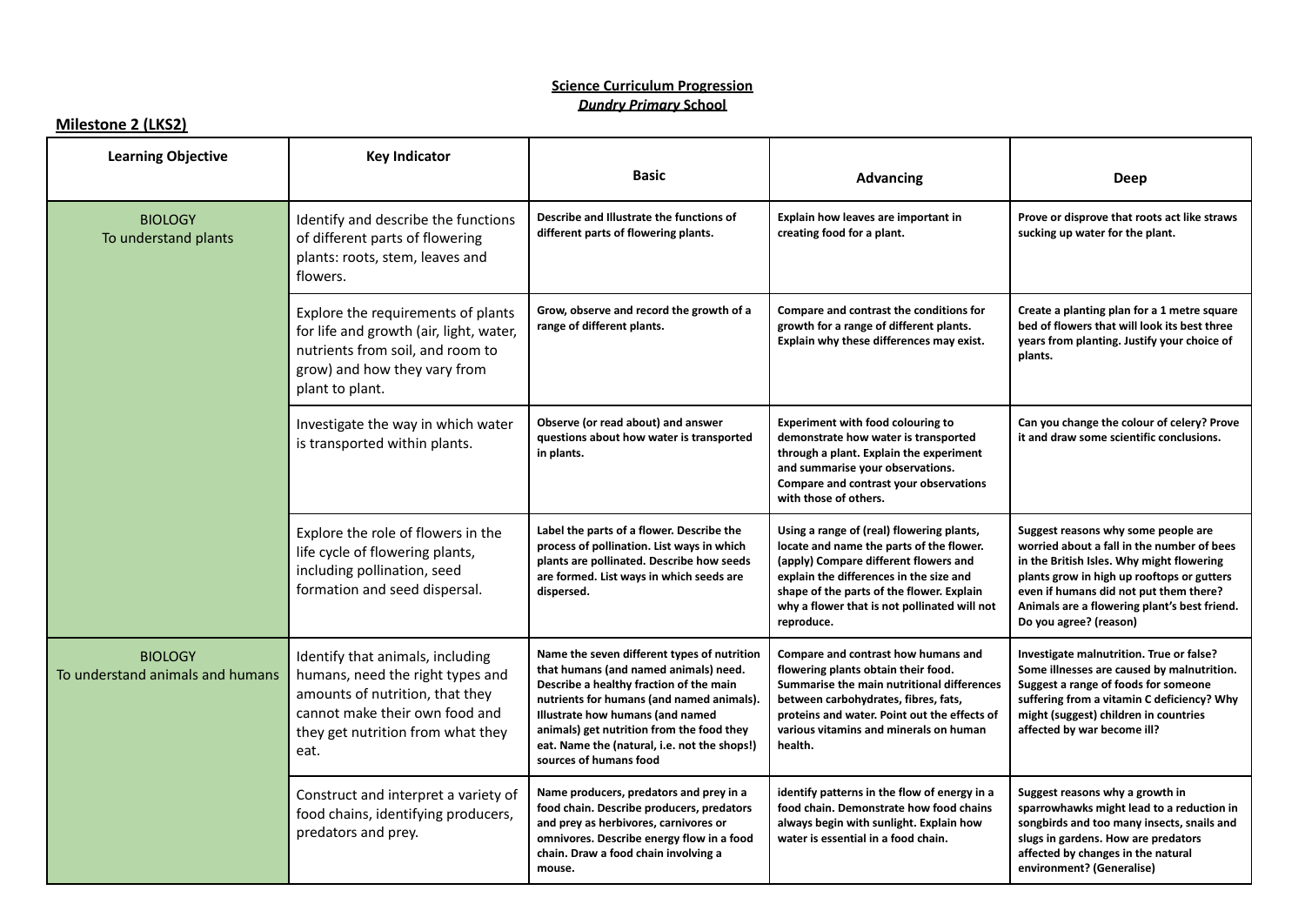**Science Curriculum Progression**
***Dundry Primary* School**

**Milestone 2 (LKS2)**

| Learning Objective | Key Indicator | Basic | Advancing | Deep |
|---|---|---|---|---|
| BIOLOGY<br>To understand plants | Identify and describe the functions of different parts of flowering plants: roots, stem, leaves and flowers. | **Describe and Illustrate the functions of different parts of flowering plants.** | **Explain how leaves are important in creating food for a plant.** | **Prove or disprove that roots act like straws sucking up water for the plant.** |
| | Explore the requirements of plants for life and growth (air, light, water, nutrients from soil, and room to grow) and how they vary from plant to plant. | **Grow, observe and record the growth of a range of different plants.** | **Compare and contrast the conditions for growth for a range of different plants. Explain why these differences may exist.** | **Create a planting plan for a 1 metre square bed of flowers that will look its best three years from planting. Justify your choice of plants.** |
| | Investigate the way in which water is transported within plants. | **Observe (or read about) and answer questions about how water is transported in plants.** | **Experiment with food colouring to demonstrate how water is transported through a plant. Explain the experiment and summarise your observations. Compare and contrast your observations with those of others.** | **Can you change the colour of celery? Prove it and draw some scientific conclusions.** |
| | Explore the role of flowers in the life cycle of flowering plants, including pollination, seed formation and seed dispersal. | **Label the parts of a flower. Describe the process of pollination. List ways in which plants are pollinated. Describe how seeds are formed. List ways in which seeds are dispersed.** | **Using a range of (real) flowering plants, locate and name the parts of the flower. (apply) Compare different flowers and explain the differences in the size and shape of the parts of the flower. Explain why a flower that is not pollinated will not reproduce.** | **Suggest reasons why some people are worried about a fall in the number of bees in the British Isles. Why might flowering plants grow in high up rooftops or gutters even if humans did not put them there? Animals are a flowering plant's best friend. Do you agree? (reason)** |
| BIOLOGY<br>To understand animals and humans | Identify that animals, including humans, need the right types and amounts of nutrition, that they cannot make their own food and they get nutrition from what they eat. | **Name the seven different types of nutrition that humans (and named animals) need. Describe a healthy fraction of the main nutrients for humans (and named animals). Illustrate how humans (and named animals) get nutrition from the food they eat. Name the (natural, i.e. not the shops!) sources of humans food** | **Compare and contrast how humans and flowering plants obtain their food. Summarise the main nutritional differences between carbohydrates, fibres, fats, proteins and water. Point out the effects of various vitamins and minerals on human health.** | **Investigate malnutrition. True or false? Some illnesses are caused by malnutrition. Suggest a range of foods for someone suffering from a vitamin C deficiency? Why might (suggest) children in countries affected by war become ill?** |
| | Construct and interpret a variety of food chains, identifying producers, predators and prey. | **Name producers, predators and prey in a food chain. Describe producers, predators and prey as herbivores, carnivores or omnivores. Describe energy flow in a food chain. Draw a food chain involving a mouse.** | **identify patterns in the flow of energy in a food chain. Demonstrate how food chains always begin with sunlight. Explain how water is essential in a food chain.** | **Suggest reasons why a growth in sparrowhawks might lead to a reduction in songbirds and too many insects, snails and slugs in gardens. How are predators affected by changes in the natural environment? (Generalise)** |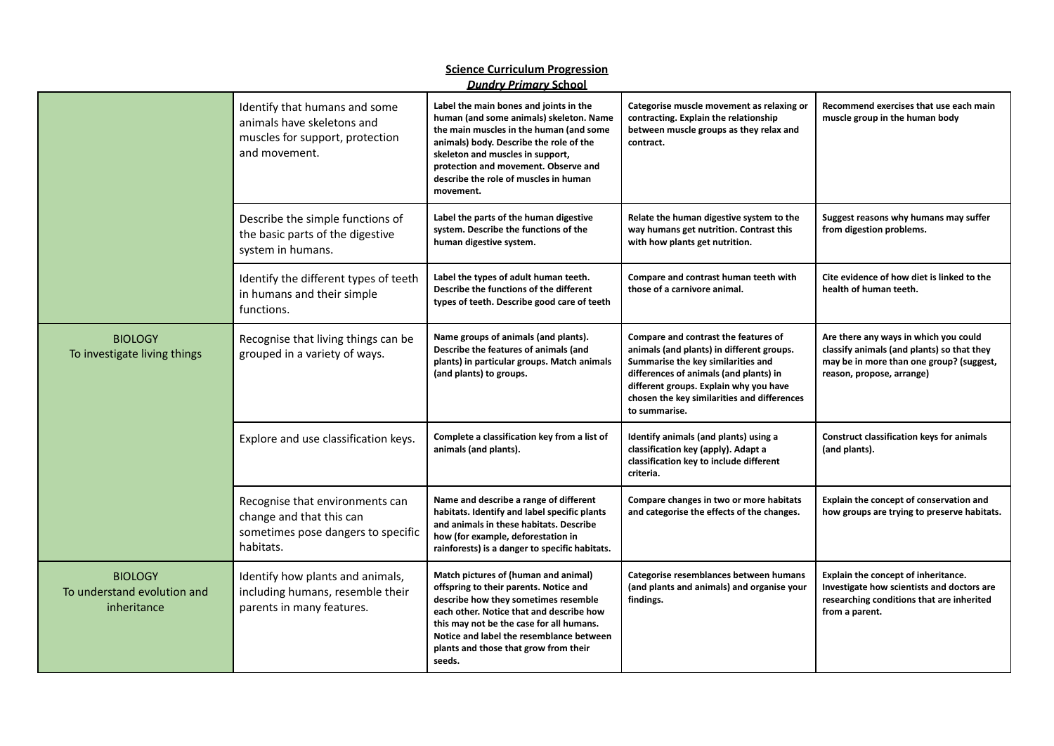**Science Curriculum Progression**

***Dundry Primary* School**

| | | | | |
|---|---|---|---|---|
| | Identify that humans and some animals have skeletons and muscles for support, protection and movement. | **Label the main bones and joints in the human (and some animals) skeleton. Name the main muscles in the human (and some animals) body. Describe the role of the skeleton and muscles in support, protection and movement. Observe and describe the role of muscles in human movement.** | **Categorise muscle movement as relaxing or contracting. Explain the relationship between muscle groups as they relax and contract.** | **Recommend exercises that use each main muscle group in the human body** |
| | Describe the simple functions of the basic parts of the digestive system in humans. | **Label the parts of the human digestive system. Describe the functions of the human digestive system.** | **Relate the human digestive system to the way humans get nutrition. Contrast this with how plants get nutrition.** | **Suggest reasons why humans may suffer from digestion problems.** |
| | Identify the different types of teeth in humans and their simple functions. | **Label the types of adult human teeth. Describe the functions of the different types of teeth. Describe good care of teeth** | **Compare and contrast human teeth with those of a carnivore animal.** | **Cite evidence of how diet is linked to the health of human teeth.** |
| BIOLOGY<br>To investigate living things | Recognise that living things can be grouped in a variety of ways. | **Name groups of animals (and plants). Describe the features of animals (and plants) in particular groups. Match animals (and plants) to groups.** | **Compare and contrast the features of animals (and plants) in different groups. Summarise the key similarities and differences of animals (and plants) in different groups. Explain why you have chosen the key similarities and differences to summarise.** | **Are there any ways in which you could classify animals (and plants) so that they may be in more than one group? (suggest, reason, propose, arrange)** |
| | Explore and use classification keys. | **Complete a classification key from a list of animals (and plants).** | **Identify animals (and plants) using a classification key (apply). Adapt a classification key to include different criteria.** | **Construct classification keys for animals (and plants).** |
| | Recognise that environments can change and that this can sometimes pose dangers to specific habitats. | **Name and describe a range of different habitats. Identify and label specific plants and animals in these habitats. Describe how (for example, deforestation in rainforests) is a danger to specific habitats.** | **Compare changes in two or more habitats and categorise the effects of the changes.** | **Explain the concept of conservation and how groups are trying to preserve habitats.** |
| BIOLOGY<br>To understand evolution and inheritance | Identify how plants and animals, including humans, resemble their parents in many features. | **Match pictures of (human and animal) offspring to their parents. Notice and describe how they sometimes resemble each other. Notice that and describe how this may not be the case for all humans. Notice and label the resemblance between plants and those that grow from their seeds.** | **Categorise resemblances between humans (and plants and animals) and organise your findings.** | **Explain the concept of inheritance. Investigate how scientists and doctors are researching conditions that are inherited from a parent.** |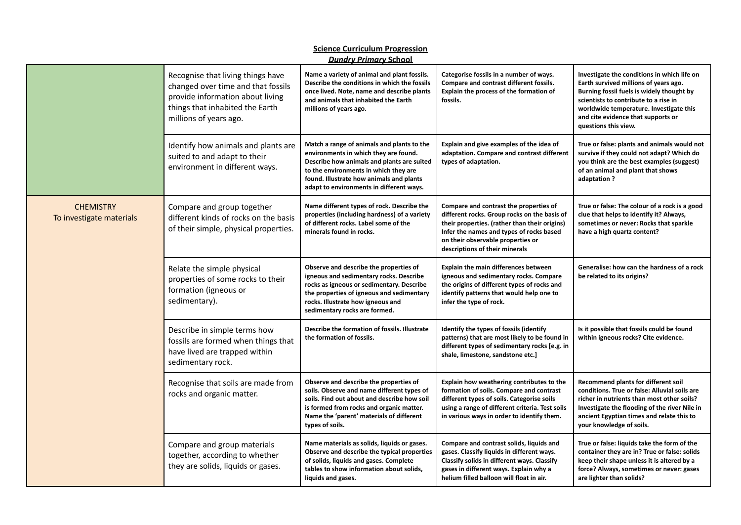**Science Curriculum Progression**
***Dundry Primary* School**

| | | | | |
|---|---|---|---|---|
| | Recognise that living things have changed over time and that fossils provide information about living things that inhabited the Earth millions of years ago. | **Name a variety of animal and plant fossils. Describe the conditions in which the fossils once lived. Note, name and describe plants and animals that inhabited the Earth millions of years ago.** | **Categorise fossils in a number of ways. Compare and contrast different fossils. Explain the process of the formation of fossils.** | **Investigate the conditions in which life on Earth survived millions of years ago. Burning fossil fuels is widely thought by scientists to contribute to a rise in worldwide temperature. Investigate this and cite evidence that supports or questions this view.** |
| | Identify how animals and plants are suited to and adapt to their environment in different ways. | **Match a range of animals and plants to the environments in which they are found. Describe how animals and plants are suited to the environments in which they are found. Illustrate how animals and plants adapt to environments in different ways.** | **Explain and give examples of the idea of adaptation. Compare and contrast different types of adaptation.** | **True or false: plants and animals would not survive if they could not adapt? Which do you think are the best examples (suggest) of an animal and plant that shows adaptation ?** |
| CHEMISTRY<br>To investigate materials | Compare and group together different kinds of rocks on the basis of their simple, physical properties. | **Name different types of rock. Describe the properties (including hardness) of a variety of different rocks. Label some of the minerals found in rocks.** | **Compare and contrast the properties of different rocks. Group rocks on the basis of their properties. (rather than their origins) Infer the names and types of rocks based on their observable properties or descriptions of their minerals** | **True or false: The colour of a rock is a good clue that helps to identify it? Always, sometimes or never: Rocks that sparkle have a high quartz content?** |
| | Relate the simple physical properties of some rocks to their formation (igneous or sedimentary). | **Observe and describe the properties of igneous and sedimentary rocks. Describe rocks as igneous or sedimentary. Describe the properties of igneous and sedimentary rocks. Illustrate how igneous and sedimentary rocks are formed.** | **Explain the main differences between igneous and sedimentary rocks. Compare the origins of different types of rocks and identify patterns that would help one to infer the type of rock.** | **Generalise: how can the hardness of a rock be related to its origins?** |
| | Describe in simple terms how fossils are formed when things that have lived are trapped within sedimentary rock. | **Describe the formation of fossils. Illustrate the formation of fossils.** | **Identify the types of fossils (identify patterns) that are most likely to be found in different types of sedimentary rocks [e.g. in shale, limestone, sandstone etc.]** | **Is it possible that fossils could be found within igneous rocks? Cite evidence.** |
| | Recognise that soils are made from rocks and organic matter. | **Observe and describe the properties of soils. Observe and name different types of soils. Find out about and describe how soil is formed from rocks and organic matter. Name the 'parent' materials of different types of soils.** | **Explain how weathering contributes to the formation of soils. Compare and contrast different types of soils. Categorise soils using a range of different criteria. Test soils in various ways in order to identify them.** | **Recommend plants for different soil conditions. True or false: Alluvial soils are richer in nutrients than most other soils? Investigate the flooding of the river Nile in ancient Egyptian times and relate this to your knowledge of soils.** |
| | Compare and group materials together, according to whether they are solids, liquids or gases. | **Name materials as solids, liquids or gases. Observe and describe the typical properties of solids, liquids and gases. Complete tables to show information about solids, liquids and gases.** | **Compare and contrast solids, liquids and gases. Classify liquids in different ways. Classify solids in different ways. Classify gases in different ways. Explain why a helium filled balloon will float in air.** | **True or false: liquids take the form of the container they are in? True or false: solids keep their shape unless it is altered by a force? Always, sometimes or never: gases are lighter than solids?** |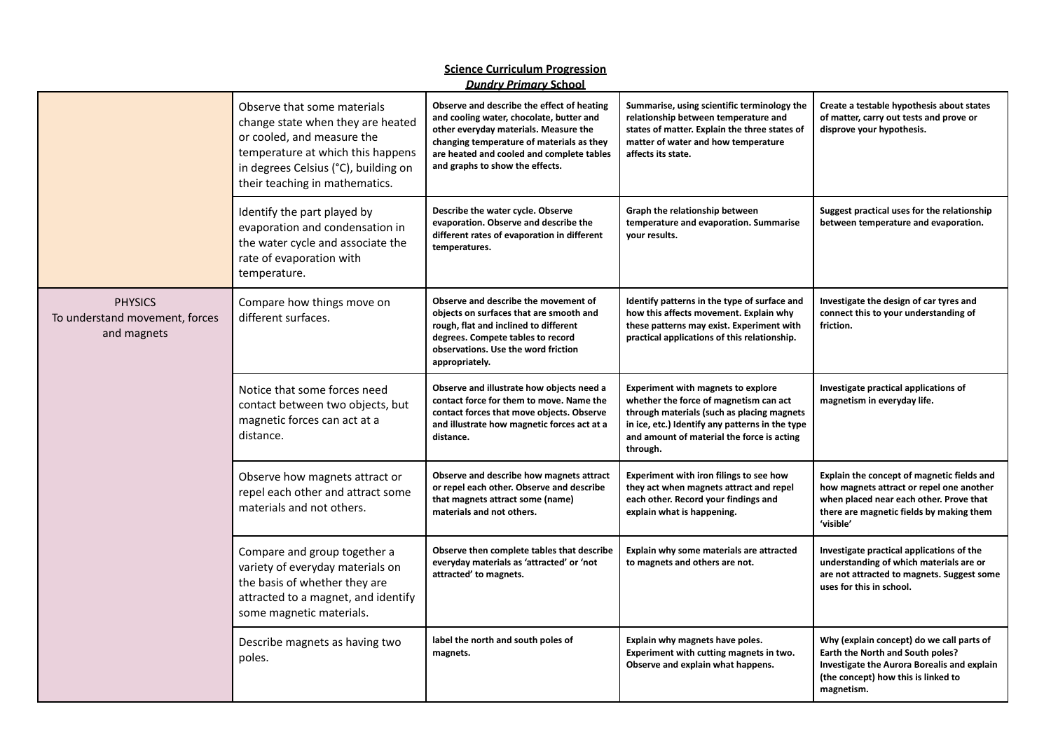**Science Curriculum Progression**
***Dundry Primary* School**

| | | | | |
|---|---|---|---|---|
| | Observe that some materials change state when they are heated or cooled, and measure the temperature at which this happens in degrees Celsius (°C), building on their teaching in mathematics. | **Observe and describe the effect of heating and cooling water, chocolate, butter and other everyday materials. Measure the changing temperature of materials as they are heated and cooled and complete tables and graphs to show the effects.** | **Summarise, using scientific terminology the relationship between temperature and states of matter. Explain the three states of matter of water and how temperature affects its state.** | **Create a testable hypothesis about states of matter, carry out tests and prove or disprove your hypothesis.** |
| | Identify the part played by evaporation and condensation in the water cycle and associate the rate of evaporation with temperature. | **Describe the water cycle. Observe evaporation. Observe and describe the different rates of evaporation in different temperatures.** | **Graph the relationship between temperature and evaporation. Summarise your results.** | **Suggest practical uses for the relationship between temperature and evaporation.** |
| PHYSICS<br>To understand movement, forces and magnets | Compare how things move on different surfaces. | **Observe and describe the movement of objects on surfaces that are smooth and rough, flat and inclined to different degrees. Compete tables to record observations. Use the word friction appropriately.** | **Identify patterns in the type of surface and how this affects movement. Explain why these patterns may exist. Experiment with practical applications of this relationship.** | **Investigate the design of car tyres and connect this to your understanding of friction.** |
| | Notice that some forces need contact between two objects, but magnetic forces can act at a distance. | **Observe and illustrate how objects need a contact force for them to move. Name the contact forces that move objects. Observe and illustrate how magnetic forces act at a distance.** | **Experiment with magnets to explore whether the force of magnetism can act through materials (such as placing magnets in ice, etc.) Identify any patterns in the type and amount of material the force is acting through.** | **Investigate practical applications of magnetism in everyday life.** |
| | Observe how magnets attract or repel each other and attract some materials and not others. | **Observe and describe how magnets attract or repel each other. Observe and describe that magnets attract some (name) materials and not others.** | **Experiment with iron filings to see how they act when magnets attract and repel each other. Record your findings and explain what is happening.** | **Explain the concept of magnetic fields and how magnets attract or repel one another when placed near each other. Prove that there are magnetic fields by making them 'visible'** |
| | Compare and group together a variety of everyday materials on the basis of whether they are attracted to a magnet, and identify some magnetic materials. | **Observe then complete tables that describe everyday materials as 'attracted' or 'not attracted' to magnets.** | **Explain why some materials are attracted to magnets and others are not.** | **Investigate practical applications of the understanding of which materials are or are not attracted to magnets. Suggest some uses for this in school.** |
| | Describe magnets as having two poles. | **label the north and south poles of magnets.** | **Explain why magnets have poles. Experiment with cutting magnets in two. Observe and explain what happens.** | **Why (explain concept) do we call parts of Earth the North and South poles? Investigate the Aurora Borealis and explain (the concept) how this is linked to magnetism.** |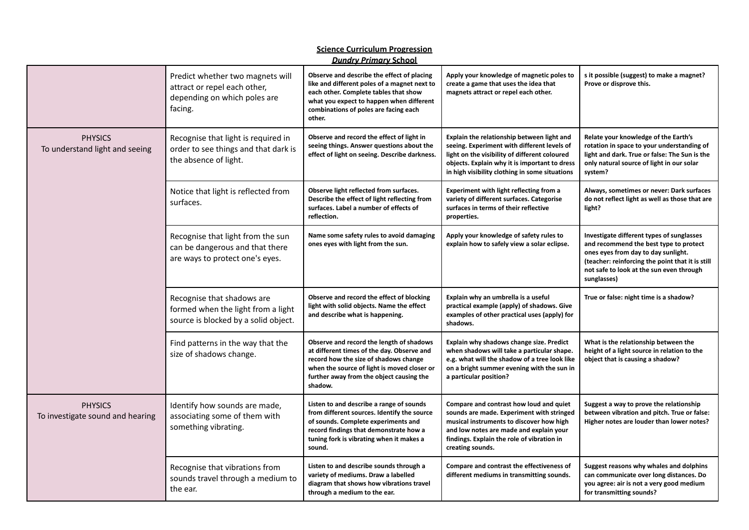**Science Curriculum Progression**
***Dundry Primary* School**

| | | | | |
|---|---|---|---|---|
| | Predict whether two magnets will attract or repel each other, depending on which poles are facing. | **Observe and describe the effect of placing like and different poles of a magnet next to each other. Complete tables that show what you expect to happen when different combinations of poles are facing each other.** | **Apply your knowledge of magnetic poles to create a game that uses the idea that magnets attract or repel each other.** | **s it possible (suggest) to make a magnet? Prove or disprove this.** |
| PHYSICS<br>To understand light and seeing | Recognise that light is required in order to see things and that dark is the absence of light. | **Observe and record the effect of light in seeing things. Answer questions about the effect of light on seeing. Describe darkness.** | **Explain the relationship between light and seeing. Experiment with different levels of light on the visibility of different coloured objects. Explain why it is important to dress in high visibility clothing in some situations** | **Relate your knowledge of the Earth's rotation in space to your understanding of light and dark. True or false: The Sun is the only natural source of light in our solar system?** |
| | Notice that light is reflected from surfaces. | **Observe light reflected from surfaces. Describe the effect of light reflecting from surfaces. Label a number of effects of reflection.** | **Experiment with light reflecting from a variety of different surfaces. Categorise surfaces in terms of their reflective properties.** | **Always, sometimes or never: Dark surfaces do not reflect light as well as those that are light?** |
| | Recognise that light from the sun can be dangerous and that there are ways to protect one's eyes. | **Name some safety rules to avoid damaging ones eyes with light from the sun.** | **Apply your knowledge of safety rules to explain how to safely view a solar eclipse.** | **Investigate different types of sunglasses and recommend the best type to protect ones eyes from day to day sunlight. (teacher: reinforcing the point that it is still not safe to look at the sun even through sunglasses)** |
| | Recognise that shadows are formed when the light from a light source is blocked by a solid object. | **Observe and record the effect of blocking light with solid objects. Name the effect and describe what is happening.** | **Explain why an umbrella is a useful practical example (apply) of shadows. Give examples of other practical uses (apply) for shadows.** | **True or false: night time is a shadow?** |
| | Find patterns in the way that the size of shadows change. | **Observe and record the length of shadows at different times of the day. Observe and record how the size of shadows change when the source of light is moved closer or further away from the object causing the shadow.** | **Explain why shadows change size. Predict when shadows will take a particular shape. e.g. what will the shadow of a tree look like on a bright summer evening with the sun in a particular position?** | **What is the relationship between the height of a light source in relation to the object that is causing a shadow?** |
| PHYSICS<br>To investigate sound and hearing | Identify how sounds are made, associating some of them with something vibrating. | **Listen to and describe a range of sounds from different sources. Identify the source of sounds. Complete experiments and record findings that demonstrate how a tuning fork is vibrating when it makes a sound.** | **Compare and contrast how loud and quiet sounds are made. Experiment with stringed musical instruments to discover how high and low notes are made and explain your findings. Explain the role of vibration in creating sounds.** | **Suggest a way to prove the relationship between vibration and pitch. True or false: Higher notes are louder than lower notes?** |
| | Recognise that vibrations from sounds travel through a medium to the ear. | **Listen to and describe sounds through a variety of mediums. Draw a labelled diagram that shows how vibrations travel through a medium to the ear.** | **Compare and contrast the effectiveness of different mediums in transmitting sounds.** | **Suggest reasons why whales and dolphins can communicate over long distances. Do you agree: air is not a very good medium for transmitting sounds?** |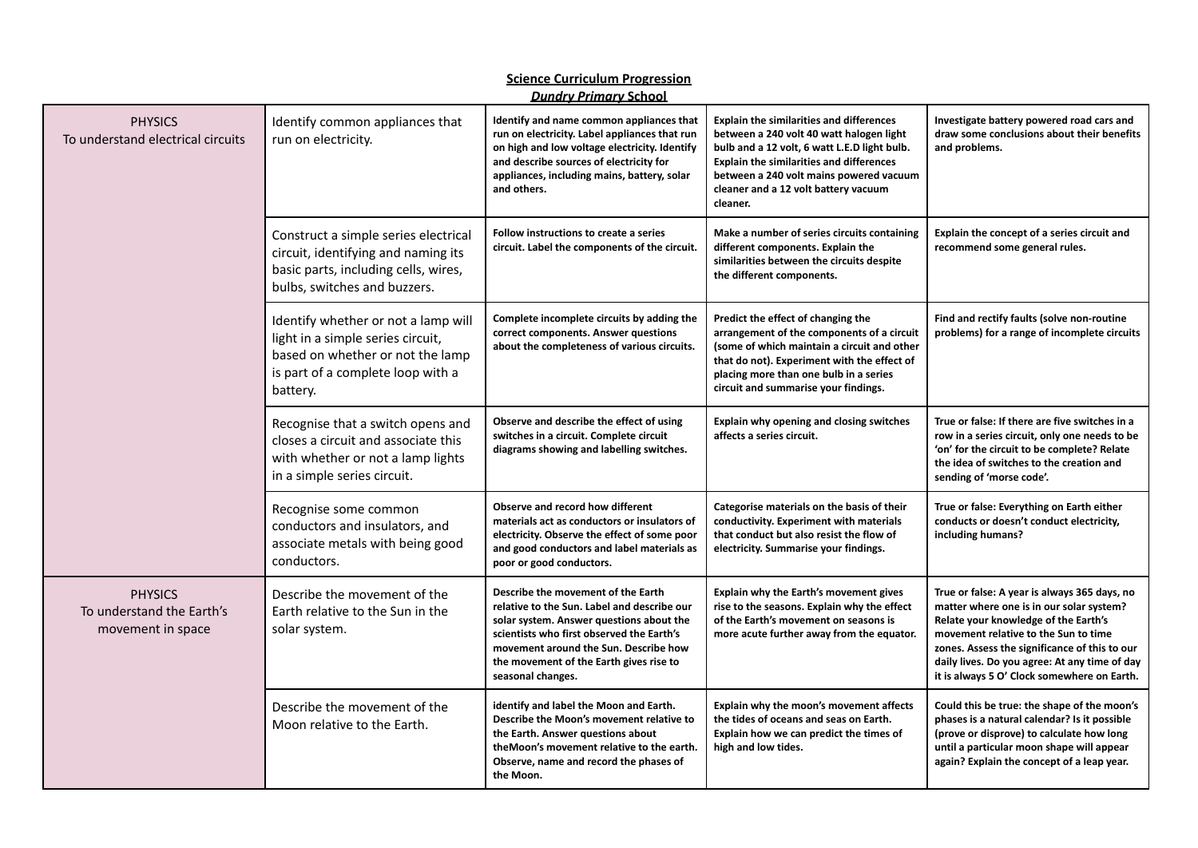**Science Curriculum Progression**
***Dundry Primary* School**

| | | | | |
|---|---|---|---|---|
| PHYSICS<br>To understand electrical circuits | Identify common appliances that run on electricity. | **Identify and name common appliances that run on electricity. Label appliances that run on high and low voltage electricity. Identify and describe sources of electricity for appliances, including mains, battery, solar and others.** | **Explain the similarities and differences between a 240 volt 40 watt halogen light bulb and a 12 volt, 6 watt L.E.D light bulb. Explain the similarities and differences between a 240 volt mains powered vacuum cleaner and a 12 volt battery vacuum cleaner.** | **Investigate battery powered road cars and draw some conclusions about their benefits and problems.** |
| | Construct a simple series electrical circuit, identifying and naming its basic parts, including cells, wires, bulbs, switches and buzzers. | **Follow instructions to create a series circuit. Label the components of the circuit.** | **Make a number of series circuits containing different components. Explain the similarities between the circuits despite the different components.** | **Explain the concept of a series circuit and recommend some general rules.** |
| | Identify whether or not a lamp will light in a simple series circuit, based on whether or not the lamp is part of a complete loop with a battery. | **Complete incomplete circuits by adding the correct components. Answer questions about the completeness of various circuits.** | **Predict the effect of changing the arrangement of the components of a circuit (some of which maintain a circuit and other that do not). Experiment with the effect of placing more than one bulb in a series circuit and summarise your findings.** | **Find and rectify faults (solve non-routine problems) for a range of incomplete circuits** |
| | Recognise that a switch opens and closes a circuit and associate this with whether or not a lamp lights in a simple series circuit. | **Observe and describe the effect of using switches in a circuit. Complete circuit diagrams showing and labelling switches.** | **Explain why opening and closing switches affects a series circuit.** | **True or false: If there are five switches in a row in a series circuit, only one needs to be 'on' for the circuit to be complete? Relate the idea of switches to the creation and sending of 'morse code'.** |
| | Recognise some common conductors and insulators, and associate metals with being good conductors. | **Observe and record how different materials act as conductors or insulators of electricity. Observe the effect of some poor and good conductors and label materials as poor or good conductors.** | **Categorise materials on the basis of their conductivity. Experiment with materials that conduct but also resist the flow of electricity. Summarise your findings.** | **True or false: Everything on Earth either conducts or doesn't conduct electricity, including humans?** |
| PHYSICS<br>To understand the Earth's movement in space | Describe the movement of the Earth relative to the Sun in the solar system. | **Describe the movement of the Earth relative to the Sun. Label and describe our solar system. Answer questions about the scientists who first observed the Earth's movement around the Sun. Describe how the movement of the Earth gives rise to seasonal changes.** | **Explain why the Earth's movement gives rise to the seasons. Explain why the effect of the Earth's movement on seasons is more acute further away from the equator.** | **True or false: A year is always 365 days, no matter where one is in our solar system? Relate your knowledge of the Earth's movement relative to the Sun to time zones. Assess the significance of this to our daily lives. Do you agree: At any time of day it is always 5 O' Clock somewhere on Earth.** |
| | Describe the movement of the Moon relative to the Earth. | **identify and label the Moon and Earth. Describe the Moon's movement relative to the Earth. Answer questions about theMoon's movement relative to the earth. Observe, name and record the phases of the Moon.** | **Explain why the moon's movement affects the tides of oceans and seas on Earth. Explain how we can predict the times of high and low tides.** | **Could this be true: the shape of the moon's phases is a natural calendar? Is it possible (prove or disprove) to calculate how long until a particular moon shape will appear again? Explain the concept of a leap year.** |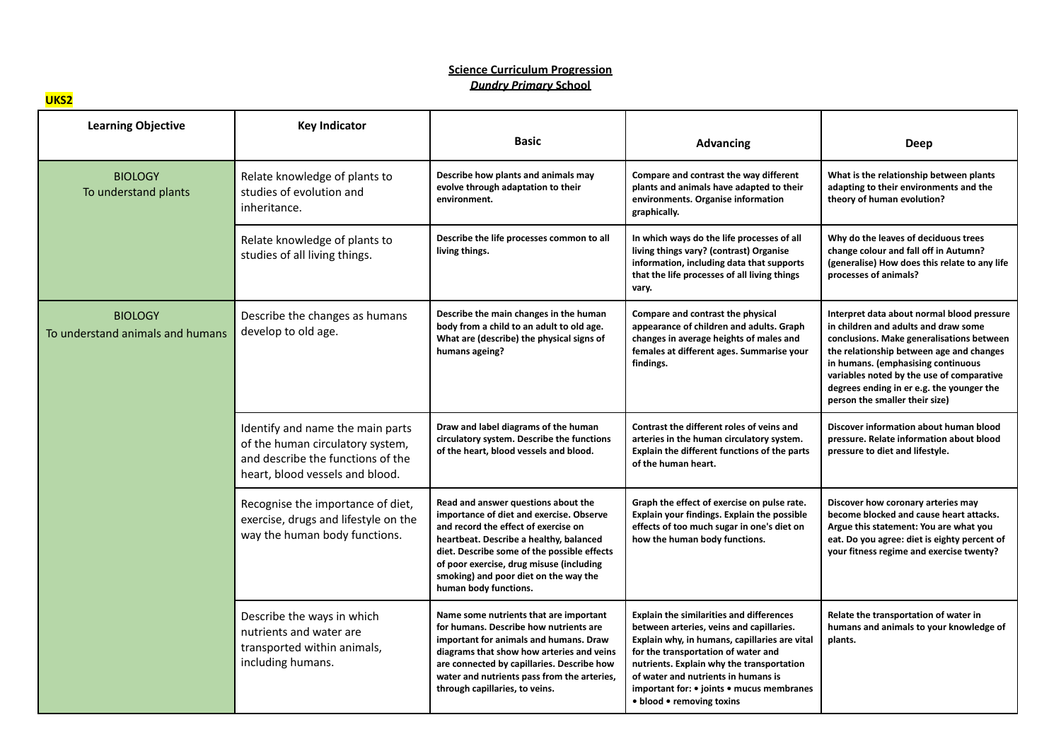**Science Curriculum Progression**
***Dundry Primary* School**

**UKS2**

| Learning Objective | Key Indicator | Basic | Advancing | Deep |
|---|---|---|---|---|
| BIOLOGY<br>To understand plants | Relate knowledge of plants to studies of evolution and inheritance. | **Describe how plants and animals may evolve through adaptation to their environment.** | **Compare and contrast the way different plants and animals have adapted to their environments. Organise information graphically.** | **What is the relationship between plants adapting to their environments and the theory of human evolution?** |
| | Relate knowledge of plants to studies of all living things. | **Describe the life processes common to all living things.** | **In which ways do the life processes of all living things vary? (contrast) Organise information, including data that supports that the life processes of all living things vary.** | **Why do the leaves of deciduous trees change colour and fall off in Autumn? (generalise) How does this relate to any life processes of animals?** |
| BIOLOGY<br>To understand animals and humans | Describe the changes as humans develop to old age. | **Describe the main changes in the human body from a child to an adult to old age. What are (describe) the physical signs of humans ageing?** | **Compare and contrast the physical appearance of children and adults. Graph changes in average heights of males and females at different ages. Summarise your findings.** | **Interpret data about normal blood pressure in children and adults and draw some conclusions. Make generalisations between the relationship between age and changes in humans. (emphasising continuous variables noted by the use of comparative degrees ending in er e.g. the younger the person the smaller their size)** |
| | Identify and name the main parts of the human circulatory system, and describe the functions of the heart, blood vessels and blood. | **Draw and label diagrams of the human circulatory system. Describe the functions of the heart, blood vessels and blood.** | **Contrast the different roles of veins and arteries in the human circulatory system. Explain the different functions of the parts of the human heart.** | **Discover information about human blood pressure. Relate information about blood pressure to diet and lifestyle.** |
| | Recognise the importance of diet, exercise, drugs and lifestyle on the way the human body functions. | **Read and answer questions about the importance of diet and exercise. Observe and record the effect of exercise on heartbeat. Describe a healthy, balanced diet. Describe some of the possible effects of poor exercise, drug misuse (including smoking) and poor diet on the way the human body functions.** | **Graph the effect of exercise on pulse rate. Explain your findings. Explain the possible effects of too much sugar in one's diet on how the human body functions.** | **Discover how coronary arteries may become blocked and cause heart attacks. Argue this statement: You are what you eat. Do you agree: diet is eighty percent of your fitness regime and exercise twenty?** |
| | Describe the ways in which nutrients and water are transported within animals, including humans. | **Name some nutrients that are important for humans. Describe how nutrients are important for animals and humans. Draw diagrams that show how arteries and veins are connected by capillaries. Describe how water and nutrients pass from the arteries, through capillaries, to veins.** | **Explain the similarities and differences between arteries, veins and capillaries. Explain why, in humans, capillaries are vital for the transportation of water and nutrients. Explain why the transportation of water and nutrients in humans is important for: • joints • mucus membranes • blood • removing toxins** | **Relate the transportation of water in humans and animals to your knowledge of plants.** |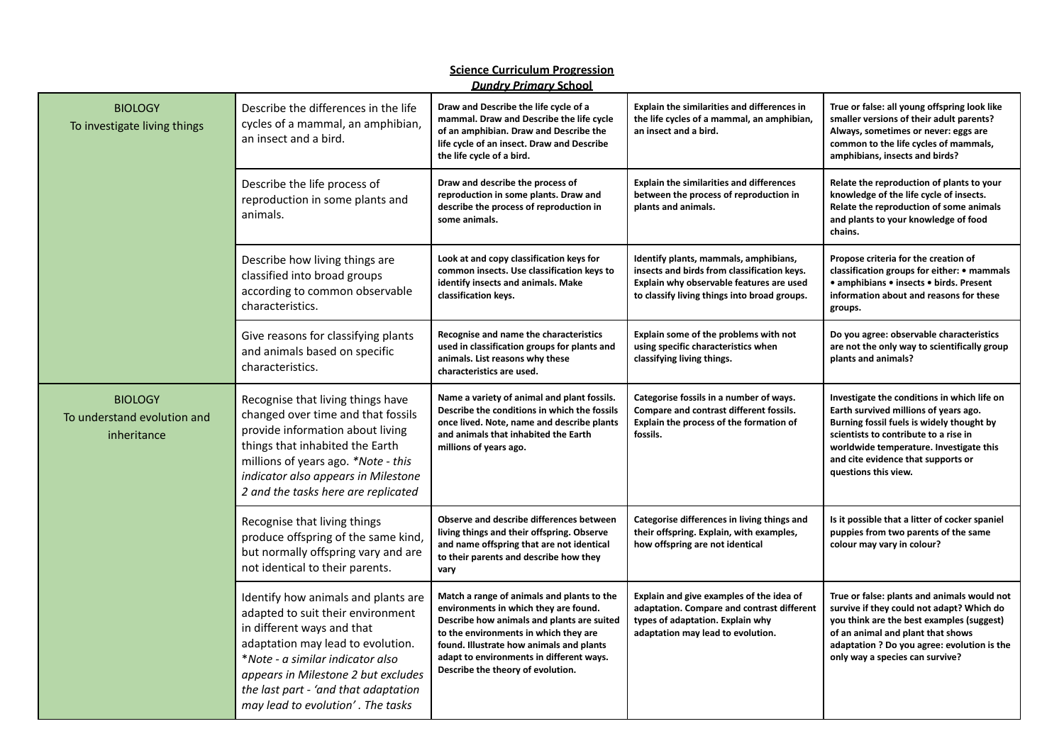**Science Curriculum Progression**

***Dundry Primary* School**

| | | | | |
|---|---|---|---|---|
| BIOLOGY<br>To investigate living things | Describe the differences in the life cycles of a mammal, an amphibian, an insect and a bird. | **Draw and Describe the life cycle of a mammal. Draw and Describe the life cycle of an amphibian. Draw and Describe the life cycle of an insect. Draw and Describe the life cycle of a bird.** | **Explain the similarities and differences in the life cycles of a mammal, an amphibian, an insect and a bird.** | **True or false: all young offspring look like smaller versions of their adult parents? Always, sometimes or never: eggs are common to the life cycles of mammals, amphibians, insects and birds?** |
| | Describe the life process of reproduction in some plants and animals. | **Draw and describe the process of reproduction in some plants. Draw and describe the process of reproduction in some animals.** | **Explain the similarities and differences between the process of reproduction in plants and animals.** | **Relate the reproduction of plants to your knowledge of the life cycle of insects. Relate the reproduction of some animals and plants to your knowledge of food chains.** |
| | Describe how living things are classified into broad groups according to common observable characteristics. | **Look at and copy classification keys for common insects. Use classification keys to identify insects and animals. Make classification keys.** | **Identify plants, mammals, amphibians, insects and birds from classification keys. Explain why observable features are used to classify living things into broad groups.** | **Propose criteria for the creation of classification groups for either: • mammals • amphibians • insects • birds. Present information about and reasons for these groups.** |
| | Give reasons for classifying plants and animals based on specific characteristics. | **Recognise and name the characteristics used in classification groups for plants and animals. List reasons why these characteristics are used.** | **Explain some of the problems with not using specific characteristics when classifying living things.** | **Do you agree: observable characteristics are not the only way to scientifically group plants and animals?** |
| BIOLOGY<br>To understand evolution and inheritance | Recognise that living things have changed over time and that fossils provide information about living things that inhabited the Earth millions of years ago. *\*Note - this indicator also appears in Milestone 2 and the tasks here are replicated* | **Name a variety of animal and plant fossils. Describe the conditions in which the fossils once lived. Note, name and describe plants and animals that inhabited the Earth millions of years ago.** | **Categorise fossils in a number of ways. Compare and contrast different fossils. Explain the process of the formation of fossils.** | **Investigate the conditions in which life on Earth survived millions of years ago. Burning fossil fuels is widely thought by scientists to contribute to a rise in worldwide temperature. Investigate this and cite evidence that supports or questions this view.** |
| | Recognise that living things produce offspring of the same kind, but normally offspring vary and are not identical to their parents. | **Observe and describe differences between living things and their offspring. Observe and name offspring that are not identical to their parents and describe how they vary** | **Categorise differences in living things and their offspring. Explain, with examples, how offspring are not identical** | **Is it possible that a litter of cocker spaniel puppies from two parents of the same colour may vary in colour?** |
| | Identify how animals and plants are adapted to suit their environment in different ways and that adaptation may lead to evolution. \**Note - a similar indicator also appears in Milestone 2 but excludes the last part - 'and that adaptation may lead to evolution'. The tasks* | **Match a range of animals and plants to the environments in which they are found. Describe how animals and plants are suited to the environments in which they are found. Illustrate how animals and plants adapt to environments in different ways. Describe the theory of evolution.** | **Explain and give examples of the idea of adaptation. Compare and contrast different types of adaptation. Explain why adaptation may lead to evolution.** | **True or false: plants and animals would not survive if they could not adapt? Which do you think are the best examples (suggest) of an animal and plant that shows adaptation ? Do you agree: evolution is the only way a species can survive?** |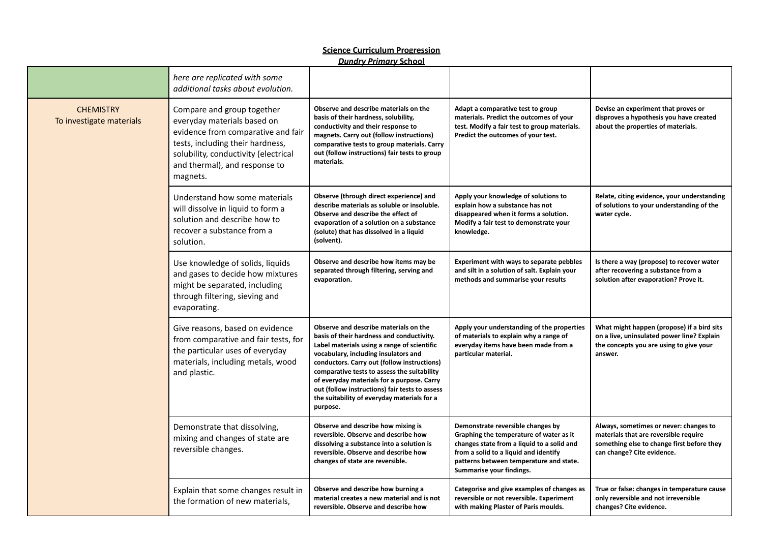**Science Curriculum Progression**
***Dundry Primary* School**

| | | | | |
|---|---|---|---|---|
| | *here are replicated with some additional tasks about evolution.* | | | |
| CHEMISTRY<br>To investigate materials | Compare and group together everyday materials based on evidence from comparative and fair tests, including their hardness, solubility, conductivity (electrical and thermal), and response to magnets. | **Observe and describe materials on the basis of their hardness, solubility, conductivity and their response to magnets. Carry out (follow instructions) comparative tests to group materials. Carry out (follow instructions) fair tests to group materials.** | **Adapt a comparative test to group materials. Predict the outcomes of your test. Modify a fair test to group materials. Predict the outcomes of your test.** | **Devise an experiment that proves or disproves a hypothesis you have created about the properties of materials.** |
| | Understand how some materials will dissolve in liquid to form a solution and describe how to recover a substance from a solution. | **Observe (through direct experience) and describe materials as soluble or insoluble. Observe and describe the effect of evaporation of a solution on a substance (solute) that has dissolved in a liquid (solvent).** | **Apply your knowledge of solutions to explain how a substance has not disappeared when it forms a solution. Modify a fair test to demonstrate your knowledge.** | **Relate, citing evidence, your understanding of solutions to your understanding of the water cycle.** |
| | Use knowledge of solids, liquids and gases to decide how mixtures might be separated, including through filtering, sieving and evaporating. | **Observe and describe how items may be separated through filtering, serving and evaporation.** | **Experiment with ways to separate pebbles and silt in a solution of salt. Explain your methods and summarise your results** | **Is there a way (propose) to recover water after recovering a substance from a solution after evaporation? Prove it.** |
| | Give reasons, based on evidence from comparative and fair tests, for the particular uses of everyday materials, including metals, wood and plastic. | **Observe and describe materials on the basis of their hardness and conductivity. Label materials using a range of scientific vocabulary, including insulators and conductors. Carry out (follow instructions) comparative tests to assess the suitability of everyday materials for a purpose. Carry out (follow instructions) fair tests to assess the suitability of everyday materials for a purpose.** | **Apply your understanding of the properties of materials to explain why a range of everyday items have been made from a particular material.** | **What might happen (propose) if a bird sits on a live, uninsulated power line? Explain the concepts you are using to give your answer.** |
| | Demonstrate that dissolving, mixing and changes of state are reversible changes. | **Observe and describe how mixing is reversible. Observe and describe how dissolving a substance into a solution is reversible. Observe and describe how changes of state are reversible.** | **Demonstrate reversible changes by Graphing the temperature of water as it changes state from a liquid to a solid and from a solid to a liquid and identify patterns between temperature and state. Summarise your findings.** | **Always, sometimes or never: changes to materials that are reversible require something else to change first before they can change? Cite evidence.** |
| | Explain that some changes result in the formation of new materials, | **Observe and describe how burning a material creates a new material and is not reversible. Observe and describe how** | **Categorise and give examples of changes as reversible or not reversible. Experiment with making Plaster of Paris moulds.** | **True or false: changes in temperature cause only reversible and not irreversible changes? Cite evidence.** |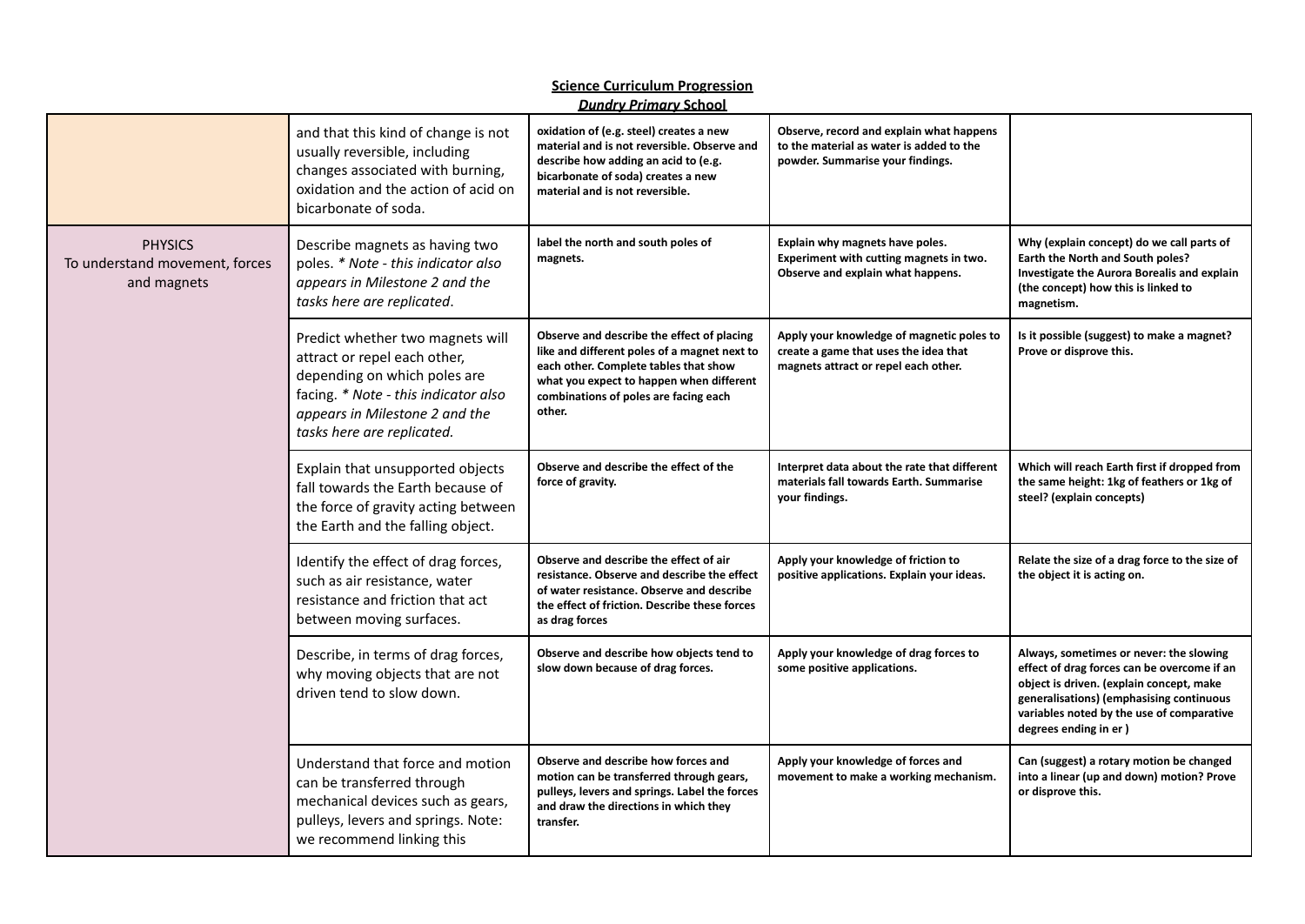**Science Curriculum Progression**
***Dundry Primary* School**

| | | | | |
|---|---|---|---|---|
| | and that this kind of change is not usually reversible, including changes associated with burning, oxidation and the action of acid on bicarbonate of soda. | **oxidation of (e.g. steel) creates a new material and is not reversible. Observe and describe how adding an acid to (e.g. bicarbonate of soda) creates a new material and is not reversible.** | **Observe, record and explain what happens to the material as water is added to the powder. Summarise your findings.** | |
| PHYSICS<br>To understand movement, forces and magnets | Describe magnets as having two poles. *\* Note - this indicator also appears in Milestone 2 and the tasks here are replicated*. | **label the north and south poles of magnets.** | **Explain why magnets have poles. Experiment with cutting magnets in two. Observe and explain what happens.** | **Why (explain concept) do we call parts of Earth the North and South poles? Investigate the Aurora Borealis and explain (the concept) how this is linked to magnetism.** |
| | Predict whether two magnets will attract or repel each other, depending on which poles are facing. *\* Note - this indicator also appears in Milestone 2 and the tasks here are replicated.* | **Observe and describe the effect of placing like and different poles of a magnet next to each other. Complete tables that show what you expect to happen when different combinations of poles are facing each other.** | **Apply your knowledge of magnetic poles to create a game that uses the idea that magnets attract or repel each other.** | **Is it possible (suggest) to make a magnet? Prove or disprove this.** |
| | Explain that unsupported objects fall towards the Earth because of the force of gravity acting between the Earth and the falling object. | **Observe and describe the effect of the force of gravity.** | **Interpret data about the rate that different materials fall towards Earth. Summarise your findings.** | **Which will reach Earth first if dropped from the same height: 1kg of feathers or 1kg of steel? (explain concepts)** |
| | Identify the effect of drag forces, such as air resistance, water resistance and friction that act between moving surfaces. | **Observe and describe the effect of air resistance. Observe and describe the effect of water resistance. Observe and describe the effect of friction. Describe these forces as drag forces** | **Apply your knowledge of friction to positive applications. Explain your ideas.** | **Relate the size of a drag force to the size of the object it is acting on.** |
| | Describe, in terms of drag forces, why moving objects that are not driven tend to slow down. | **Observe and describe how objects tend to slow down because of drag forces.** | **Apply your knowledge of drag forces to some positive applications.** | **Always, sometimes or never: the slowing effect of drag forces can be overcome if an object is driven. (explain concept, make generalisations) (emphasising continuous variables noted by the use of comparative degrees ending in er )** |
| | Understand that force and motion can be transferred through mechanical devices such as gears, pulleys, levers and springs. Note: we recommend linking this | **Observe and describe how forces and motion can be transferred through gears, pulleys, levers and springs. Label the forces and draw the directions in which they transfer.** | **Apply your knowledge of forces and movement to make a working mechanism.** | **Can (suggest) a rotary motion be changed into a linear (up and down) motion? Prove or disprove this.** |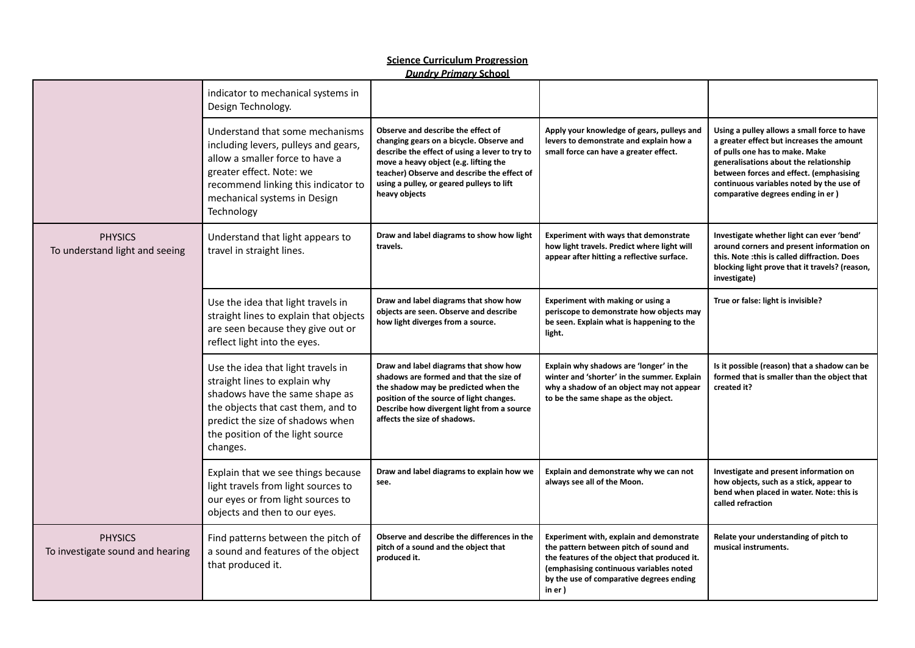**Science Curriculum Progression**
***Dundry Primary* School**

| | | | | |
|---|---|---|---|---|
| | indicator to mechanical systems in Design Technology. | | | |
| | Understand that some mechanisms including levers, pulleys and gears, allow a smaller force to have a greater effect. Note: we recommend linking this indicator to mechanical systems in Design Technology | **Observe and describe the effect of changing gears on a bicycle. Observe and describe the effect of using a lever to try to move a heavy object (e.g. lifting the teacher) Observe and describe the effect of using a pulley, or geared pulleys to lift heavy objects** | **Apply your knowledge of gears, pulleys and levers to demonstrate and explain how a small force can have a greater effect.** | **Using a pulley allows a small force to have a greater effect but increases the amount of pulls one has to make. Make generalisations about the relationship between forces and effect. (emphasising continuous variables noted by the use of comparative degrees ending in er )** |
| PHYSICS<br>To understand light and seeing | Understand that light appears to travel in straight lines. | **Draw and label diagrams to show how light travels.** | **Experiment with ways that demonstrate how light travels. Predict where light will appear after hitting a reflective surface.** | **Investigate whether light can ever 'bend' around corners and present information on this. Note :this is called diffraction. Does blocking light prove that it travels? (reason, investigate)** |
| | Use the idea that light travels in straight lines to explain that objects are seen because they give out or reflect light into the eyes. | **Draw and label diagrams that show how objects are seen. Observe and describe how light diverges from a source.** | **Experiment with making or using a periscope to demonstrate how objects may be seen. Explain what is happening to the light.** | **True or false: light is invisible?** |
| | Use the idea that light travels in straight lines to explain why shadows have the same shape as the objects that cast them, and to predict the size of shadows when the position of the light source changes. | **Draw and label diagrams that show how shadows are formed and that the size of the shadow may be predicted when the position of the source of light changes. Describe how divergent light from a source affects the size of shadows.** | **Explain why shadows are 'longer' in the winter and 'shorter' in the summer. Explain why a shadow of an object may not appear to be the same shape as the object.** | **Is it possible (reason) that a shadow can be formed that is smaller than the object that created it?** |
| | Explain that we see things because light travels from light sources to our eyes or from light sources to objects and then to our eyes. | **Draw and label diagrams to explain how we see.** | **Explain and demonstrate why we can not always see all of the Moon.** | **Investigate and present information on how objects, such as a stick, appear to bend when placed in water. Note: this is called refraction** |
| PHYSICS<br>To investigate sound and hearing | Find patterns between the pitch of a sound and features of the object that produced it. | **Observe and describe the differences in the pitch of a sound and the object that produced it.** | **Experiment with, explain and demonstrate the pattern between pitch of sound and the features of the object that produced it. (emphasising continuous variables noted by the use of comparative degrees ending in er )** | **Relate your understanding of pitch to musical instruments.** |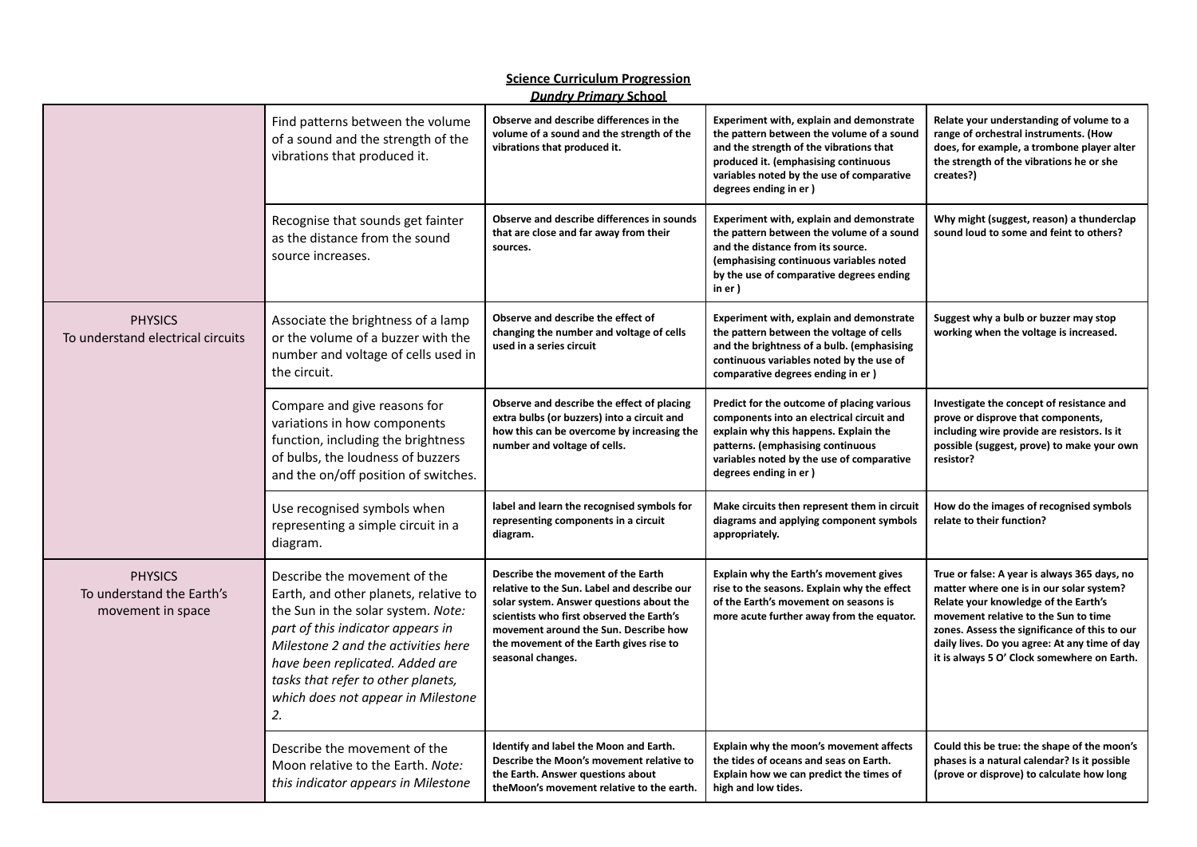**Science Curriculum Progression**
***Dundry Primary* School**

| | | | | |
|---|---|---|---|---|
| | Find patterns between the volume of a sound and the strength of the vibrations that produced it. | **Observe and describe differences in the volume of a sound and the strength of the vibrations that produced it.** | **Experiment with, explain and demonstrate the pattern between the volume of a sound and the strength of the vibrations that produced it. (emphasising continuous variables noted by the use of comparative degrees ending in er )** | **Relate your understanding of volume to a range of orchestral instruments. (How does, for example, a trombone player alter the strength of the vibrations he or she creates?)** |
| | Recognise that sounds get fainter as the distance from the sound source increases. | **Observe and describe differences in sounds that are close and far away from their sources.** | **Experiment with, explain and demonstrate the pattern between the volume of a sound and the distance from its source. (emphasising continuous variables noted by the use of comparative degrees ending in er )** | **Why might (suggest, reason) a thunderclap sound loud to some and feint to others?** |
| PHYSICS<br>To understand electrical circuits | Associate the brightness of a lamp or the volume of a buzzer with the number and voltage of cells used in the circuit. | **Observe and describe the effect of changing the number and voltage of cells used in a series circuit** | **Experiment with, explain and demonstrate the pattern between the voltage of cells and the brightness of a bulb. (emphasising continuous variables noted by the use of comparative degrees ending in er )** | **Suggest why a bulb or buzzer may stop working when the voltage is increased.** |
| | Compare and give reasons for variations in how components function, including the brightness of bulbs, the loudness of buzzers and the on/off position of switches. | **Observe and describe the effect of placing extra bulbs (or buzzers) into a circuit and how this can be overcome by increasing the number and voltage of cells.** | **Predict for the outcome of placing various components into an electrical circuit and explain why this happens. Explain the patterns. (emphasising continuous variables noted by the use of comparative degrees ending in er )** | **Investigate the concept of resistance and prove or disprove that components, including wire provide are resistors. Is it possible (suggest, prove) to make your own resistor?** |
| | Use recognised symbols when representing a simple circuit in a diagram. | **label and learn the recognised symbols for representing components in a circuit diagram.** | **Make circuits then represent them in circuit diagrams and applying component symbols appropriately.** | **How do the images of recognised symbols relate to their function?** |
| PHYSICS<br>To understand the Earth's movement in space | Describe the movement of the Earth, and other planets, relative to the Sun in the solar system. *Note: part of this indicator appears in Milestone 2 and the activities here have been replicated. Added are tasks that refer to other planets, which does not appear in Milestone 2.* | **Describe the movement of the Earth relative to the Sun. Label and describe our solar system. Answer questions about the scientists who first observed the Earth's movement around the Sun. Describe how the movement of the Earth gives rise to seasonal changes.** | **Explain why the Earth's movement gives rise to the seasons. Explain why the effect of the Earth's movement on seasons is more acute further away from the equator.** | **True or false: A year is always 365 days, no matter where one is in our solar system? Relate your knowledge of the Earth's movement relative to the Sun to time zones. Assess the significance of this to our daily lives. Do you agree: At any time of day it is always 5 O' Clock somewhere on Earth.** |
| | Describe the movement of the Moon relative to the Earth. *Note: this indicator appears in Milestone* | **Identify and label the Moon and Earth. Describe the Moon's movement relative to the Earth. Answer questions about theMoon's movement relative to the earth.** | **Explain why the moon's movement affects the tides of oceans and seas on Earth. Explain how we can predict the times of high and low tides.** | **Could this be true: the shape of the moon's phases is a natural calendar? Is it possible (prove or disprove) to calculate how long** |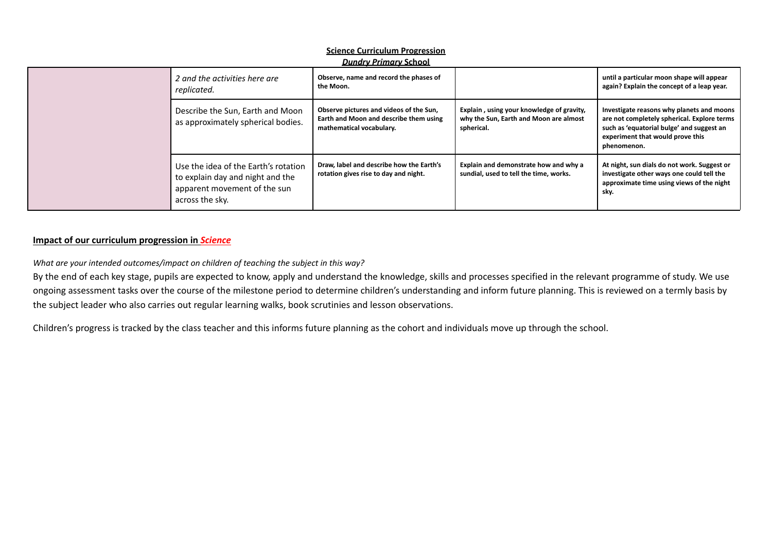**Science Curriculum Progression**
***Dundry Primary* School**

| | | | | |
|---|---|---|---|---|
| | *2 and the activities here are replicated.* | **Observe, name and record the phases of the Moon.** | | **until a particular moon shape will appear again? Explain the concept of a leap year.** |
| | Describe the Sun, Earth and Moon as approximately spherical bodies. | **Observe pictures and videos of the Sun, Earth and Moon and describe them using mathematical vocabulary.** | **Explain , using your knowledge of gravity, why the Sun, Earth and Moon are almost spherical.** | **Investigate reasons why planets and moons are not completely spherical. Explore terms such as 'equatorial bulge' and suggest an experiment that would prove this phenomenon.** |
| | Use the idea of the Earth's rotation to explain day and night and the apparent movement of the sun across the sky. | **Draw, label and describe how the Earth's rotation gives rise to day and night.** | **Explain and demonstrate how and why a sundial, used to tell the time, works.** | **At night, sun dials do not work. Suggest or investigate other ways one could tell the approximate time using views of the night sky.** |

**Impact of our curriculum progression in *Science***

*What are your intended outcomes/impact on children of teaching the subject in this way?*

By the end of each key stage, pupils are expected to know, apply and understand the knowledge, skills and processes specified in the relevant programme of study. We use ongoing assessment tasks over the course of the milestone period to determine children's understanding and inform future planning. This is reviewed on a termly basis by the subject leader who also carries out regular learning walks, book scrutinies and lesson observations.

Children's progress is tracked by the class teacher and this informs future planning as the cohort and individuals move up through the school.